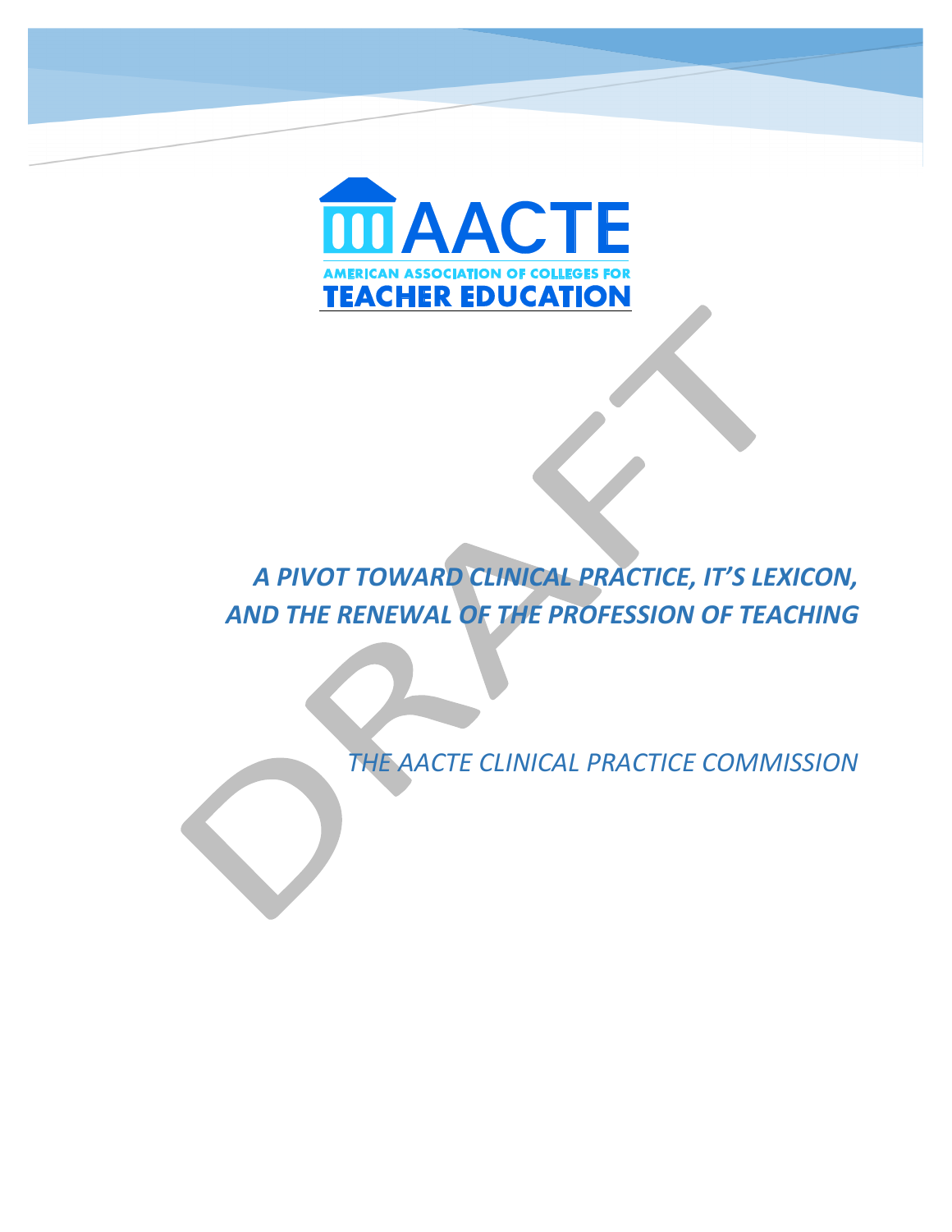AACTE

AMERICAN ASSOCIATION OF COLLEGES FOR TEACHER EDUCATION

DRAFT

# *A PIVOT TOWARD CLINICAL PRACTICE, IT'S LEXICON, AND THE RENEWAL OF THE PROFESSION OF TEACHING*

*THE AACTE CLINICAL PRACTICE COMMISSION*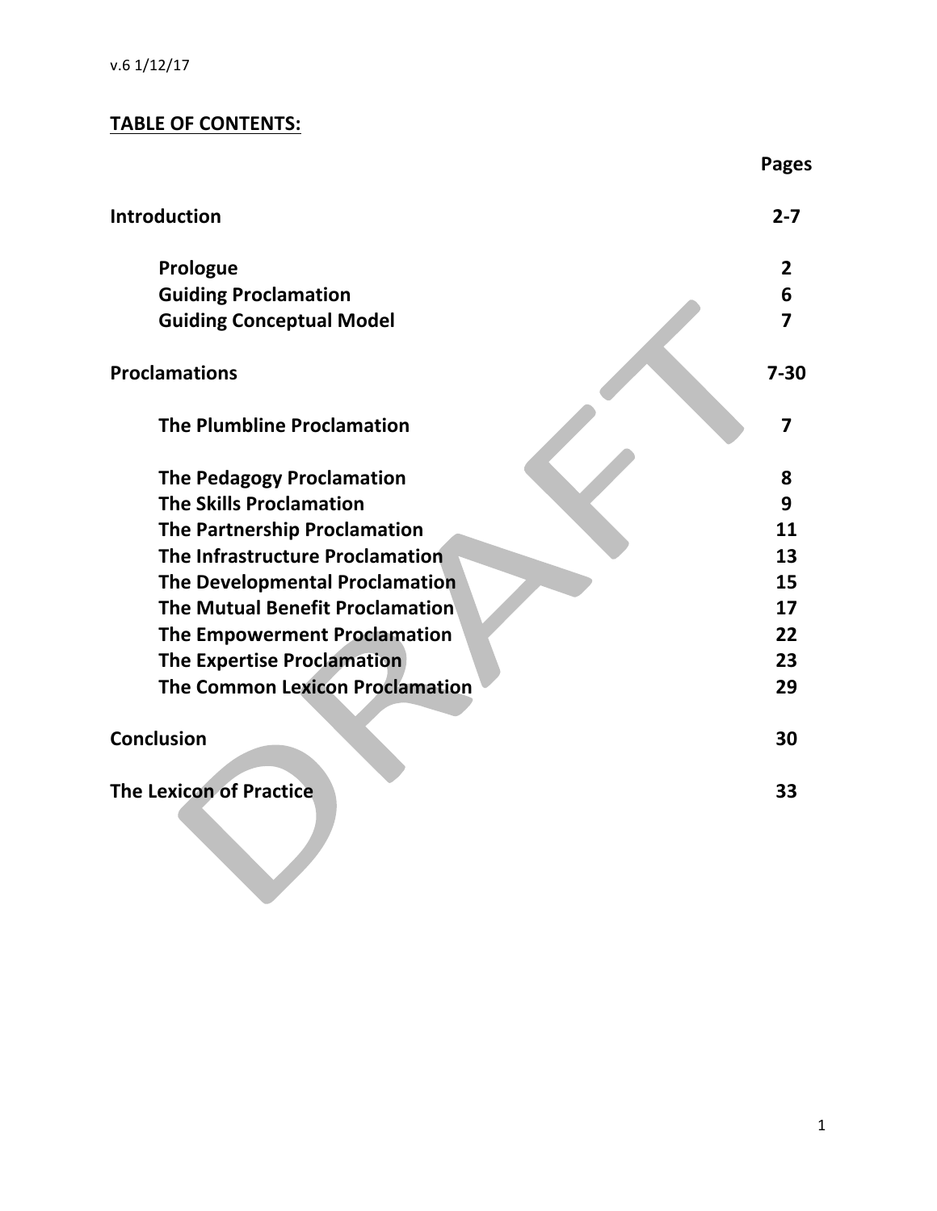## TABLE OF CONTENTS:

| | Pages |
|---|---|
| **Introduction** | **2-7** |
| **Prologue** | **2** |
| **Guiding Proclamation** | **6** |
| **Guiding Conceptual Model** | **7** |
| **Proclamations** | **7-30** |
| **The Plumbline Proclamation** | **7** |
| **The Pedagogy Proclamation** | **8** |
| **The Skills Proclamation** | **9** |
| **The Partnership Proclamation** | **11** |
| **The Infrastructure Proclamation** | **13** |
| **The Developmental Proclamation** | **15** |
| **The Mutual Benefit Proclamation** | **17** |
| **The Empowerment Proclamation** | **22** |
| **The Expertise Proclamation** | **23** |
| **The Common Lexicon Proclamation** | **29** |
| **Conclusion** | **30** |
| **The Lexicon of Practice** | **33** |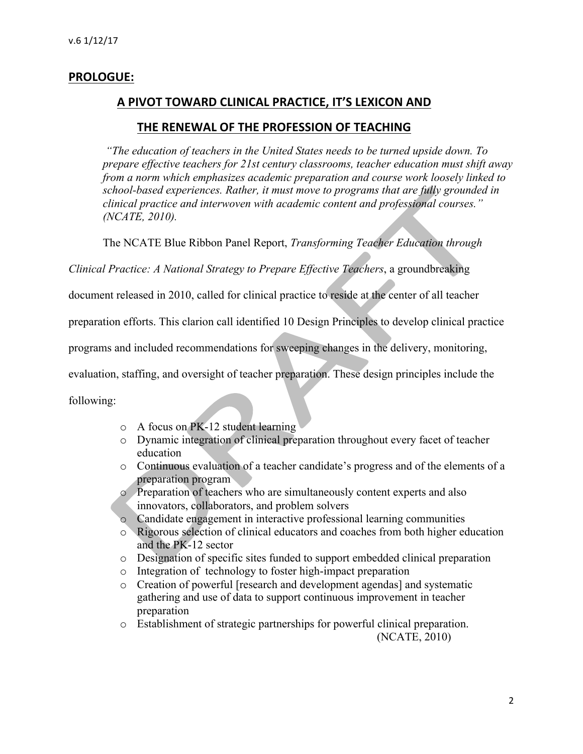## PROLOGUE:

## A PIVOT TOWARD CLINICAL PRACTICE, IT'S LEXICON AND THE RENEWAL OF THE PROFESSION OF TEACHING

> *"The education of teachers in the United States needs to be turned upside down. To prepare effective teachers for 21st century classrooms, teacher education must shift away from a norm which emphasizes academic preparation and course work loosely linked to school-based experiences. Rather, it must move to programs that are fully grounded in clinical practice and interwoven with academic content and professional courses." (NCATE, 2010).*

The NCATE Blue Ribbon Panel Report, *Transforming Teacher Education through Clinical Practice: A National Strategy to Prepare Effective Teachers*, a groundbreaking document released in 2010, called for clinical practice to reside at the center of all teacher preparation efforts. This clarion call identified 10 Design Principles to develop clinical practice programs and included recommendations for sweeping changes in the delivery, monitoring, evaluation, staffing, and oversight of teacher preparation. These design principles include the following:

- A focus on PK-12 student learning
- Dynamic integration of clinical preparation throughout every facet of teacher education
- Continuous evaluation of a teacher candidate's progress and of the elements of a preparation program
- Preparation of teachers who are simultaneously content experts and also innovators, collaborators, and problem solvers
- Candidate engagement in interactive professional learning communities
- Rigorous selection of clinical educators and coaches from both higher education and the PK-12 sector
- Designation of specific sites funded to support embedded clinical preparation
- Integration of technology to foster high-impact preparation
- Creation of powerful [research and development agendas] and systematic gathering and use of data to support continuous improvement in teacher preparation
- Establishment of strategic partnerships for powerful clinical preparation.

(NCATE, 2010)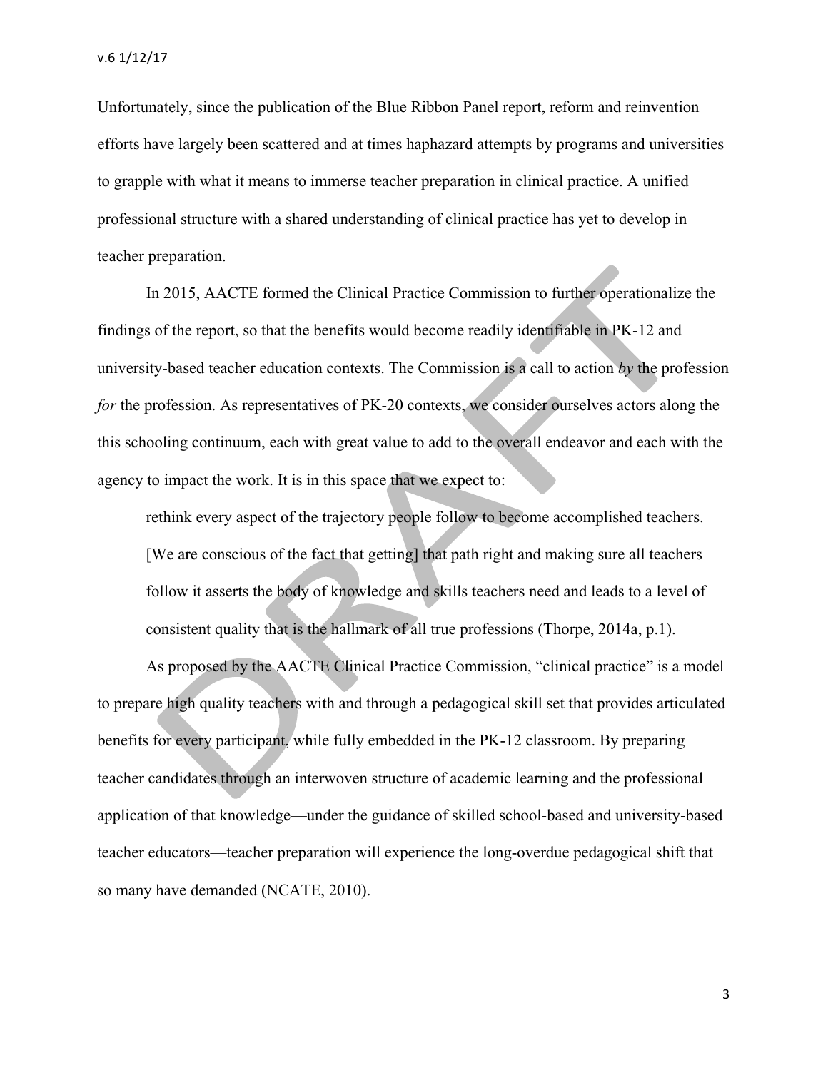Unfortunately, since the publication of the Blue Ribbon Panel report, reform and reinvention efforts have largely been scattered and at times haphazard attempts by programs and universities to grapple with what it means to immerse teacher preparation in clinical practice. A unified professional structure with a shared understanding of clinical practice has yet to develop in teacher preparation.

In 2015, AACTE formed the Clinical Practice Commission to further operationalize the findings of the report, so that the benefits would become readily identifiable in PK-12 and university-based teacher education contexts. The Commission is a call to action *by* the profession *for* the profession. As representatives of PK-20 contexts, we consider ourselves actors along the this schooling continuum, each with great value to add to the overall endeavor and each with the agency to impact the work. It is in this space that we expect to:

> rethink every aspect of the trajectory people follow to become accomplished teachers. [We are conscious of the fact that getting] that path right and making sure all teachers follow it asserts the body of knowledge and skills teachers need and leads to a level of consistent quality that is the hallmark of all true professions (Thorpe, 2014a, p.1).

As proposed by the AACTE Clinical Practice Commission, "clinical practice" is a model to prepare high quality teachers with and through a pedagogical skill set that provides articulated benefits for every participant, while fully embedded in the PK-12 classroom. By preparing teacher candidates through an interwoven structure of academic learning and the professional application of that knowledge—under the guidance of skilled school-based and university-based teacher educators—teacher preparation will experience the long-overdue pedagogical shift that so many have demanded (NCATE, 2010).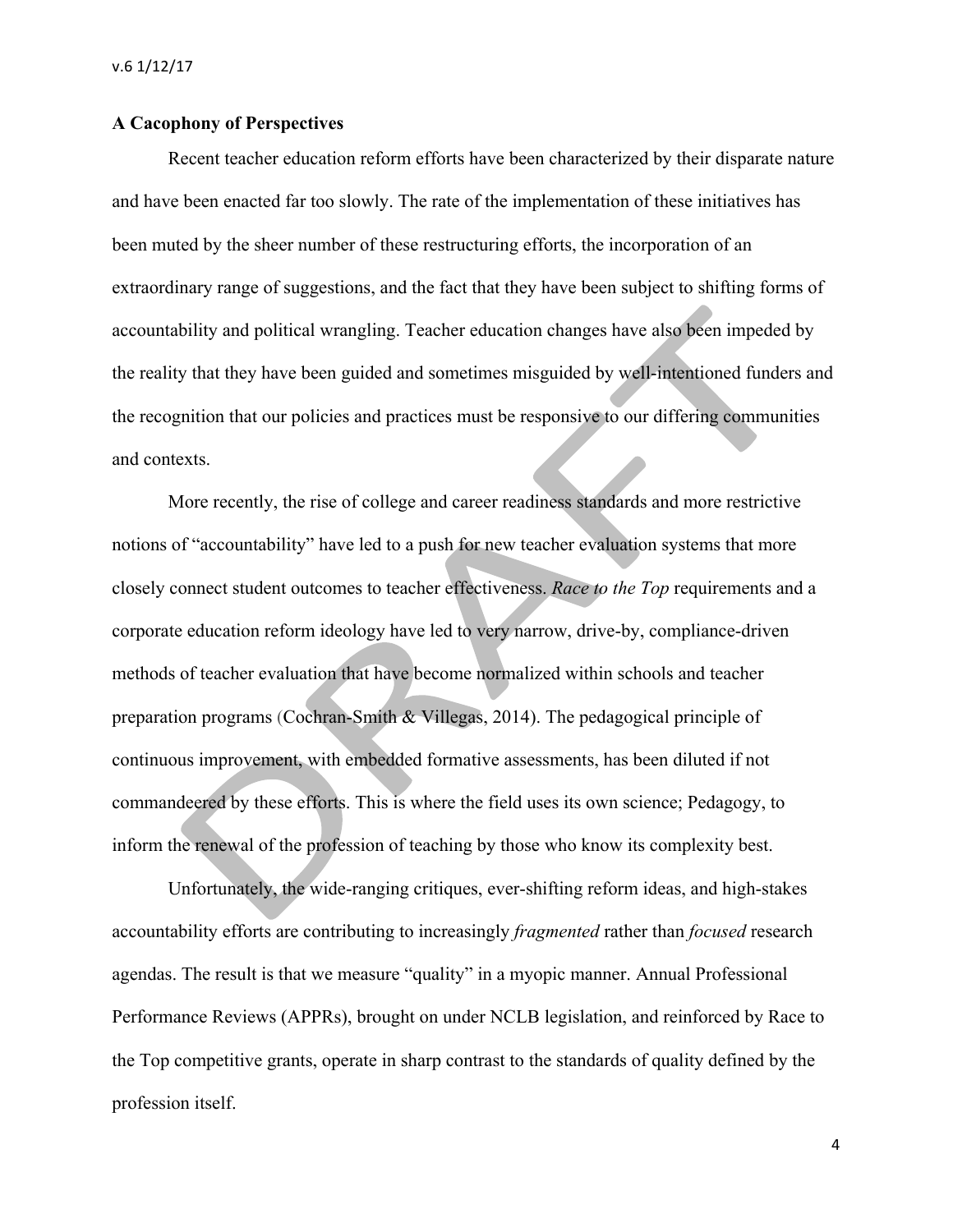## A Cacophony of Perspectives

Recent teacher education reform efforts have been characterized by their disparate nature and have been enacted far too slowly. The rate of the implementation of these initiatives has been muted by the sheer number of these restructuring efforts, the incorporation of an extraordinary range of suggestions, and the fact that they have been subject to shifting forms of accountability and political wrangling. Teacher education changes have also been impeded by the reality that they have been guided and sometimes misguided by well-intentioned funders and the recognition that our policies and practices must be responsive to our differing communities and contexts.

More recently, the rise of college and career readiness standards and more restrictive notions of "accountability" have led to a push for new teacher evaluation systems that more closely connect student outcomes to teacher effectiveness. *Race to the Top* requirements and a corporate education reform ideology have led to very narrow, drive-by, compliance-driven methods of teacher evaluation that have become normalized within schools and teacher preparation programs (Cochran-Smith & Villegas, 2014). The pedagogical principle of continuous improvement, with embedded formative assessments, has been diluted if not commandeered by these efforts. This is where the field uses its own science; Pedagogy, to inform the renewal of the profession of teaching by those who know its complexity best.

Unfortunately, the wide-ranging critiques, ever-shifting reform ideas, and high-stakes accountability efforts are contributing to increasingly *fragmented* rather than *focused* research agendas. The result is that we measure "quality" in a myopic manner. Annual Professional Performance Reviews (APPRs), brought on under NCLB legislation, and reinforced by Race to the Top competitive grants, operate in sharp contrast to the standards of quality defined by the profession itself.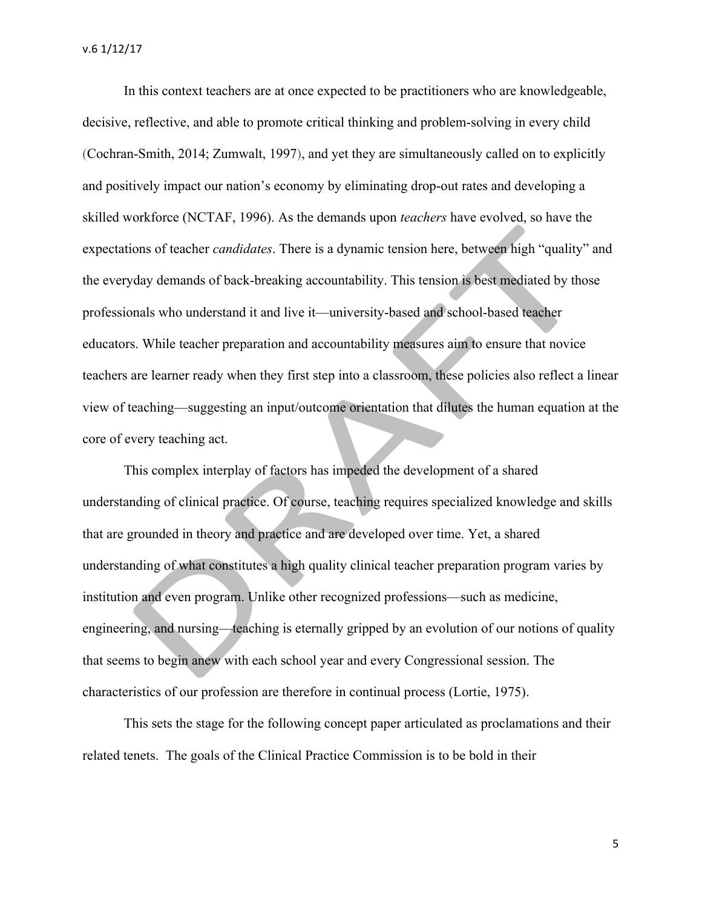In this context teachers are at once expected to be practitioners who are knowledgeable, decisive, reflective, and able to promote critical thinking and problem-solving in every child (Cochran-Smith, 2014; Zumwalt, 1997), and yet they are simultaneously called on to explicitly and positively impact our nation's economy by eliminating drop-out rates and developing a skilled workforce (NCTAF, 1996). As the demands upon *teachers* have evolved, so have the expectations of teacher *candidates*. There is a dynamic tension here, between high "quality" and the everyday demands of back-breaking accountability. This tension is best mediated by those professionals who understand it and live it—university-based and school-based teacher educators. While teacher preparation and accountability measures aim to ensure that novice teachers are learner ready when they first step into a classroom, these policies also reflect a linear view of teaching—suggesting an input/outcome orientation that dilutes the human equation at the core of every teaching act.

This complex interplay of factors has impeded the development of a shared understanding of clinical practice. Of course, teaching requires specialized knowledge and skills that are grounded in theory and practice and are developed over time. Yet, a shared understanding of what constitutes a high quality clinical teacher preparation program varies by institution and even program. Unlike other recognized professions—such as medicine, engineering, and nursing—teaching is eternally gripped by an evolution of our notions of quality that seems to begin anew with each school year and every Congressional session. The characteristics of our profession are therefore in continual process (Lortie, 1975).

This sets the stage for the following concept paper articulated as proclamations and their related tenets. The goals of the Clinical Practice Commission is to be bold in their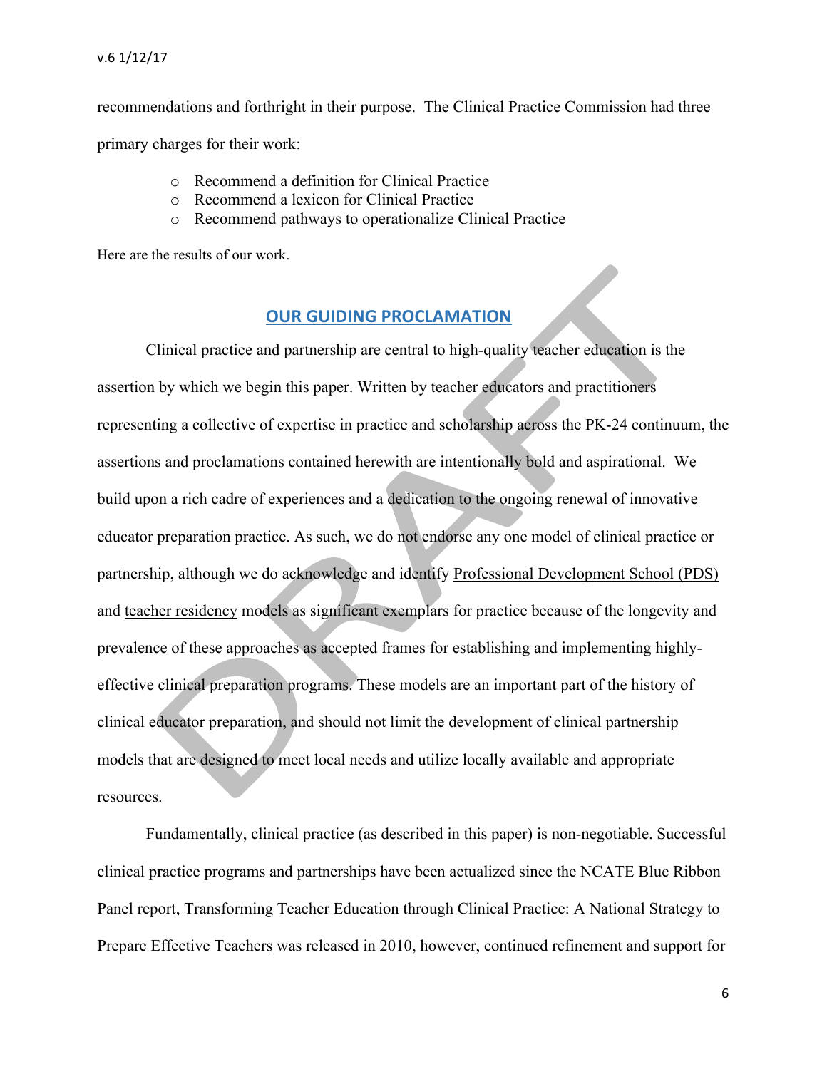recommendations and forthright in their purpose. The Clinical Practice Commission had three primary charges for their work:

- Recommend a definition for Clinical Practice
- Recommend a lexicon for Clinical Practice
- Recommend pathways to operationalize Clinical Practice

Here are the results of our work.

## OUR GUIDING PROCLAMATION

Clinical practice and partnership are central to high-quality teacher education is the assertion by which we begin this paper. Written by teacher educators and practitioners representing a collective of expertise in practice and scholarship across the PK-24 continuum, the assertions and proclamations contained herewith are intentionally bold and aspirational. We build upon a rich cadre of experiences and a dedication to the ongoing renewal of innovative educator preparation practice. As such, we do not endorse any one model of clinical practice or partnership, although we do acknowledge and identify Professional Development School (PDS) and teacher residency models as significant exemplars for practice because of the longevity and prevalence of these approaches as accepted frames for establishing and implementing highly-effective clinical preparation programs. These models are an important part of the history of clinical educator preparation, and should not limit the development of clinical partnership models that are designed to meet local needs and utilize locally available and appropriate resources.

Fundamentally, clinical practice (as described in this paper) is non-negotiable. Successful clinical practice programs and partnerships have been actualized since the NCATE Blue Ribbon Panel report, Transforming Teacher Education through Clinical Practice: A National Strategy to Prepare Effective Teachers was released in 2010, however, continued refinement and support for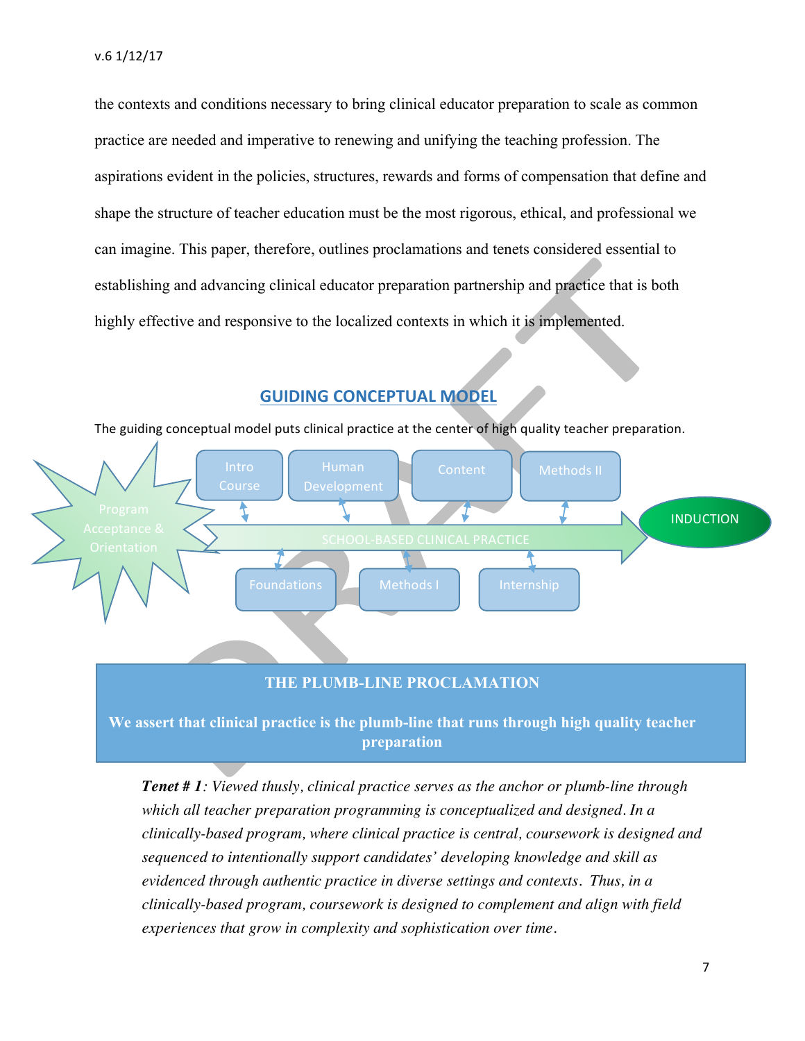the contexts and conditions necessary to bring clinical educator preparation to scale as common practice are needed and imperative to renewing and unifying the teaching profession. The aspirations evident in the policies, structures, rewards and forms of compensation that define and shape the structure of teacher education must be the most rigorous, ethical, and professional we can imagine. This paper, therefore, outlines proclamations and tenets considered essential to establishing and advancing clinical educator preparation partnership and practice that is both highly effective and responsive to the localized contexts in which it is implemented.

## GUIDING CONCEPTUAL MODEL

The guiding conceptual model puts clinical practice at the center of high quality teacher preparation.

Program Acceptance & Orientation

Intro Course | Human Development | Content | Methods II

SCHOOL-BASED CLINICAL PRACTICE

Foundations | Methods I | Internship

INDUCTION

**THE PLUMB-LINE PROCLAMATION**

**We assert that clinical practice is the plumb-line that runs through high quality teacher preparation**

***Tenet # 1****: Viewed thusly, clinical practice serves as the anchor or plumb-line through which all teacher preparation programming is conceptualized and designed. In a clinically-based program, where clinical practice is central, coursework is designed and sequenced to intentionally support candidates' developing knowledge and skill as evidenced through authentic practice in diverse settings and contexts. Thus, in a clinically-based program, coursework is designed to complement and align with field experiences that grow in complexity and sophistication over time.*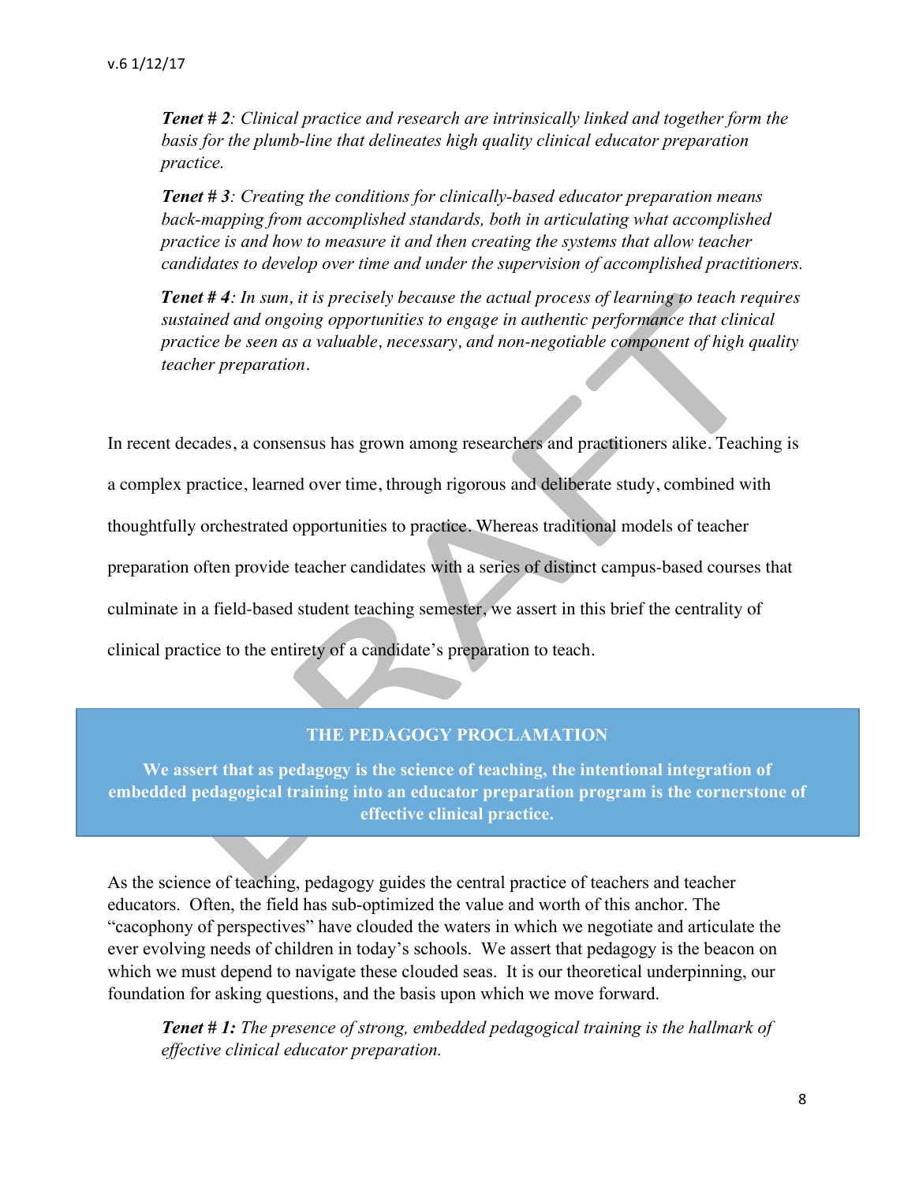*Tenet # 2: Clinical practice and research are intrinsically linked and together form the basis for the plumb-line that delineates high quality clinical educator preparation practice.*

*Tenet # 3: Creating the conditions for clinically-based educator preparation means back-mapping from accomplished standards, both in articulating what accomplished practice is and how to measure it and then creating the systems that allow teacher candidates to develop over time and under the supervision of accomplished practitioners.*

*Tenet # 4: In sum, it is precisely because the actual process of learning to teach requires sustained and ongoing opportunities to engage in authentic performance that clinical practice be seen as a valuable, necessary, and non-negotiable component of high quality teacher preparation.*

In recent decades, a consensus has grown among researchers and practitioners alike. Teaching is a complex practice, learned over time, through rigorous and deliberate study, combined with thoughtfully orchestrated opportunities to practice. Whereas traditional models of teacher preparation often provide teacher candidates with a series of distinct campus-based courses that culminate in a field-based student teaching semester, we assert in this brief the centrality of clinical practice to the entirety of a candidate's preparation to teach.

**THE PEDAGOGY PROCLAMATION**

**We assert that as pedagogy is the science of teaching, the intentional integration of embedded pedagogical training into an educator preparation program is the cornerstone of effective clinical practice.**

As the science of teaching, pedagogy guides the central practice of teachers and teacher educators. Often, the field has sub-optimized the value and worth of this anchor. The "cacophony of perspectives" have clouded the waters in which we negotiate and articulate the ever evolving needs of children in today's schools. We assert that pedagogy is the beacon on which we must depend to navigate these clouded seas. It is our theoretical underpinning, our foundation for asking questions, and the basis upon which we move forward.

*Tenet # 1: The presence of strong, embedded pedagogical training is the hallmark of effective clinical educator preparation.*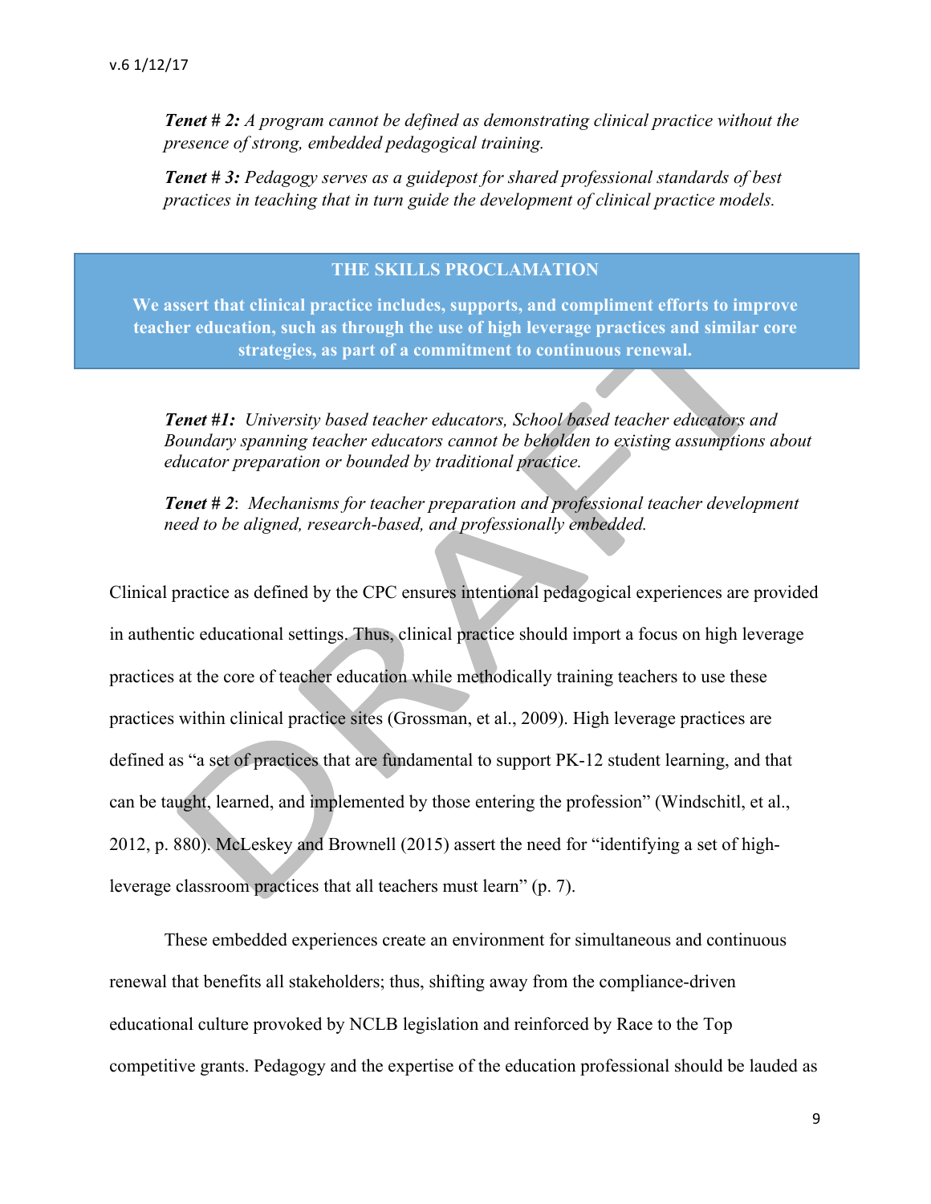*Tenet # 2: A program cannot be defined as demonstrating clinical practice without the presence of strong, embedded pedagogical training.*

*Tenet # 3: Pedagogy serves as a guidepost for shared professional standards of best practices in teaching that in turn guide the development of clinical practice models.*

**THE SKILLS PROCLAMATION**

**We assert that clinical practice includes, supports, and compliment efforts to improve teacher education, such as through the use of high leverage practices and similar core strategies, as part of a commitment to continuous renewal.**

*Tenet #1: University based teacher educators, School based teacher educators and Boundary spanning teacher educators cannot be beholden to existing assumptions about educator preparation or bounded by traditional practice.*

*Tenet # 2: Mechanisms for teacher preparation and professional teacher development need to be aligned, research-based, and professionally embedded.*

Clinical practice as defined by the CPC ensures intentional pedagogical experiences are provided in authentic educational settings. Thus, clinical practice should import a focus on high leverage practices at the core of teacher education while methodically training teachers to use these practices within clinical practice sites (Grossman, et al., 2009). High leverage practices are defined as "a set of practices that are fundamental to support PK-12 student learning, and that can be taught, learned, and implemented by those entering the profession" (Windschitl, et al., 2012, p. 880). McLeskey and Brownell (2015) assert the need for "identifying a set of high-leverage classroom practices that all teachers must learn" (p. 7).

These embedded experiences create an environment for simultaneous and continuous renewal that benefits all stakeholders; thus, shifting away from the compliance-driven educational culture provoked by NCLB legislation and reinforced by Race to the Top competitive grants. Pedagogy and the expertise of the education professional should be lauded as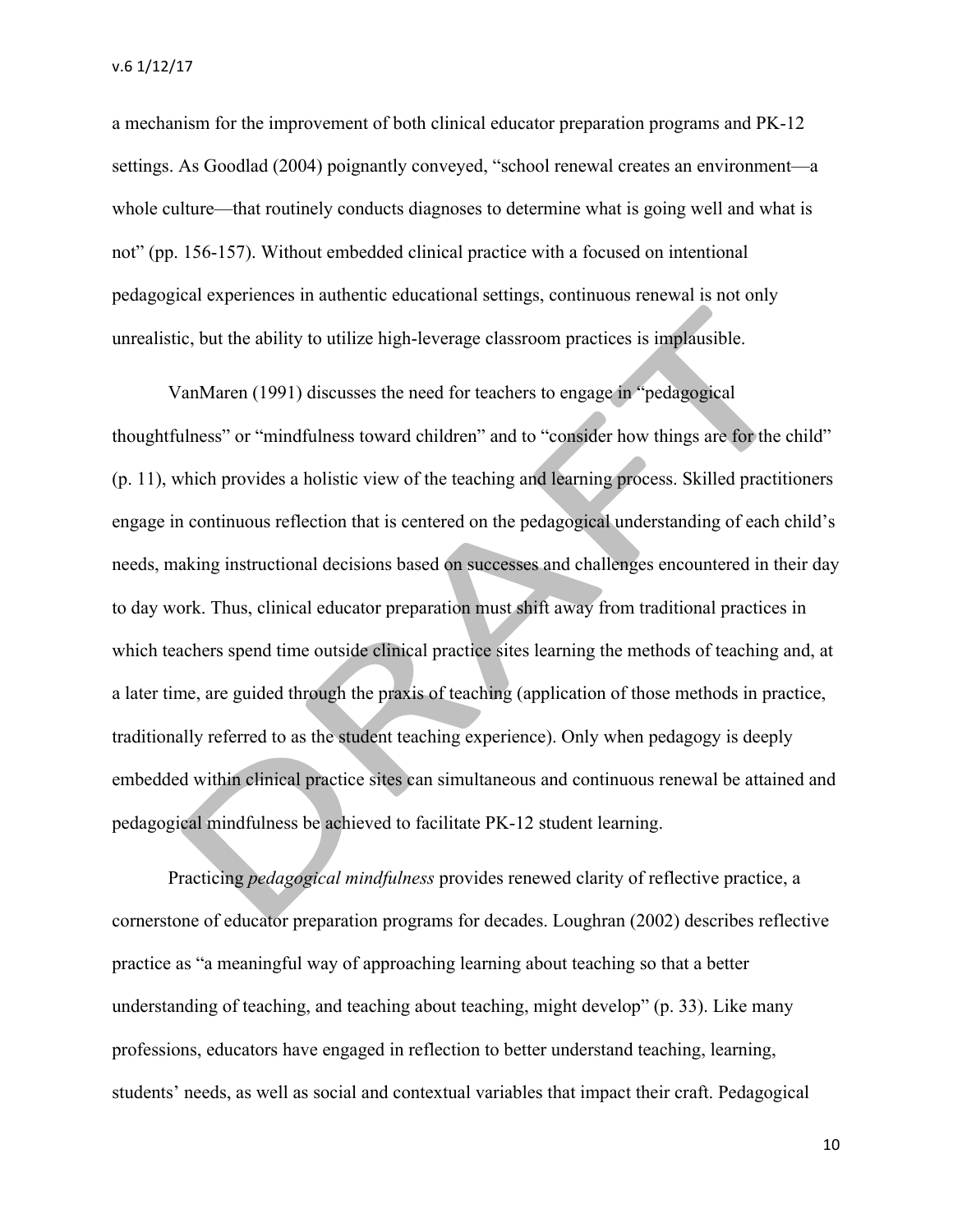a mechanism for the improvement of both clinical educator preparation programs and PK-12 settings. As Goodlad (2004) poignantly conveyed, "school renewal creates an environment—a whole culture—that routinely conducts diagnoses to determine what is going well and what is not" (pp. 156-157). Without embedded clinical practice with a focused on intentional pedagogical experiences in authentic educational settings, continuous renewal is not only unrealistic, but the ability to utilize high-leverage classroom practices is implausible.

VanMaren (1991) discusses the need for teachers to engage in "pedagogical thoughtfulness" or "mindfulness toward children" and to "consider how things are for the child" (p. 11), which provides a holistic view of the teaching and learning process. Skilled practitioners engage in continuous reflection that is centered on the pedagogical understanding of each child's needs, making instructional decisions based on successes and challenges encountered in their day to day work. Thus, clinical educator preparation must shift away from traditional practices in which teachers spend time outside clinical practice sites learning the methods of teaching and, at a later time, are guided through the praxis of teaching (application of those methods in practice, traditionally referred to as the student teaching experience). Only when pedagogy is deeply embedded within clinical practice sites can simultaneous and continuous renewal be attained and pedagogical mindfulness be achieved to facilitate PK-12 student learning.

Practicing *pedagogical mindfulness* provides renewed clarity of reflective practice, a cornerstone of educator preparation programs for decades. Loughran (2002) describes reflective practice as "a meaningful way of approaching learning about teaching so that a better understanding of teaching, and teaching about teaching, might develop" (p. 33). Like many professions, educators have engaged in reflection to better understand teaching, learning, students' needs, as well as social and contextual variables that impact their craft. Pedagogical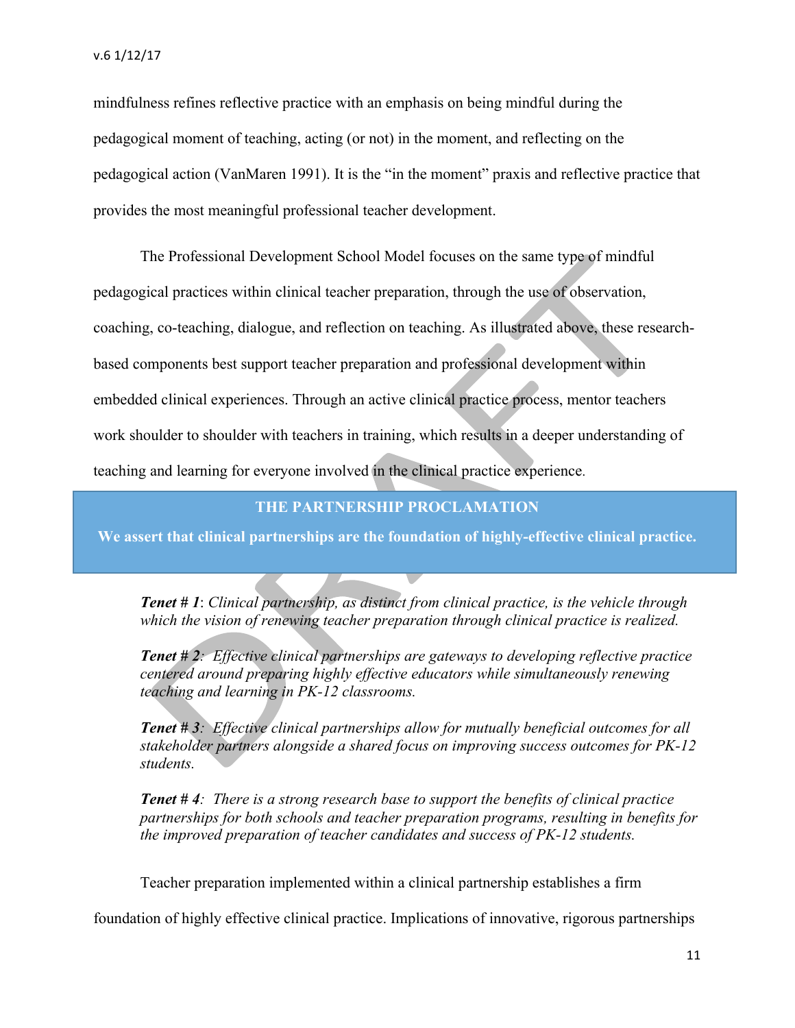mindfulness refines reflective practice with an emphasis on being mindful during the pedagogical moment of teaching, acting (or not) in the moment, and reflecting on the pedagogical action (VanMaren 1991). It is the "in the moment" praxis and reflective practice that provides the most meaningful professional teacher development.

The Professional Development School Model focuses on the same type of mindful pedagogical practices within clinical teacher preparation, through the use of observation, coaching, co-teaching, dialogue, and reflection on teaching. As illustrated above, these research-based components best support teacher preparation and professional development within embedded clinical experiences. Through an active clinical practice process, mentor teachers work shoulder to shoulder with teachers in training, which results in a deeper understanding of teaching and learning for everyone involved in the clinical practice experience.

**THE PARTNERSHIP PROCLAMATION**

**We assert that clinical partnerships are the foundation of highly-effective clinical practice.**

***Tenet # 1***: *Clinical partnership, as distinct from clinical practice, is the vehicle through which the vision of renewing teacher preparation through clinical practice is realized.*

***Tenet # 2***: *Effective clinical partnerships are gateways to developing reflective practice centered around preparing highly effective educators while simultaneously renewing teaching and learning in PK-12 classrooms.*

***Tenet # 3***: *Effective clinical partnerships allow for mutually beneficial outcomes for all stakeholder partners alongside a shared focus on improving success outcomes for PK-12 students.*

***Tenet # 4***: *There is a strong research base to support the benefits of clinical practice partnerships for both schools and teacher preparation programs, resulting in benefits for the improved preparation of teacher candidates and success of PK-12 students.*

Teacher preparation implemented within a clinical partnership establishes a firm foundation of highly effective clinical practice. Implications of innovative, rigorous partnerships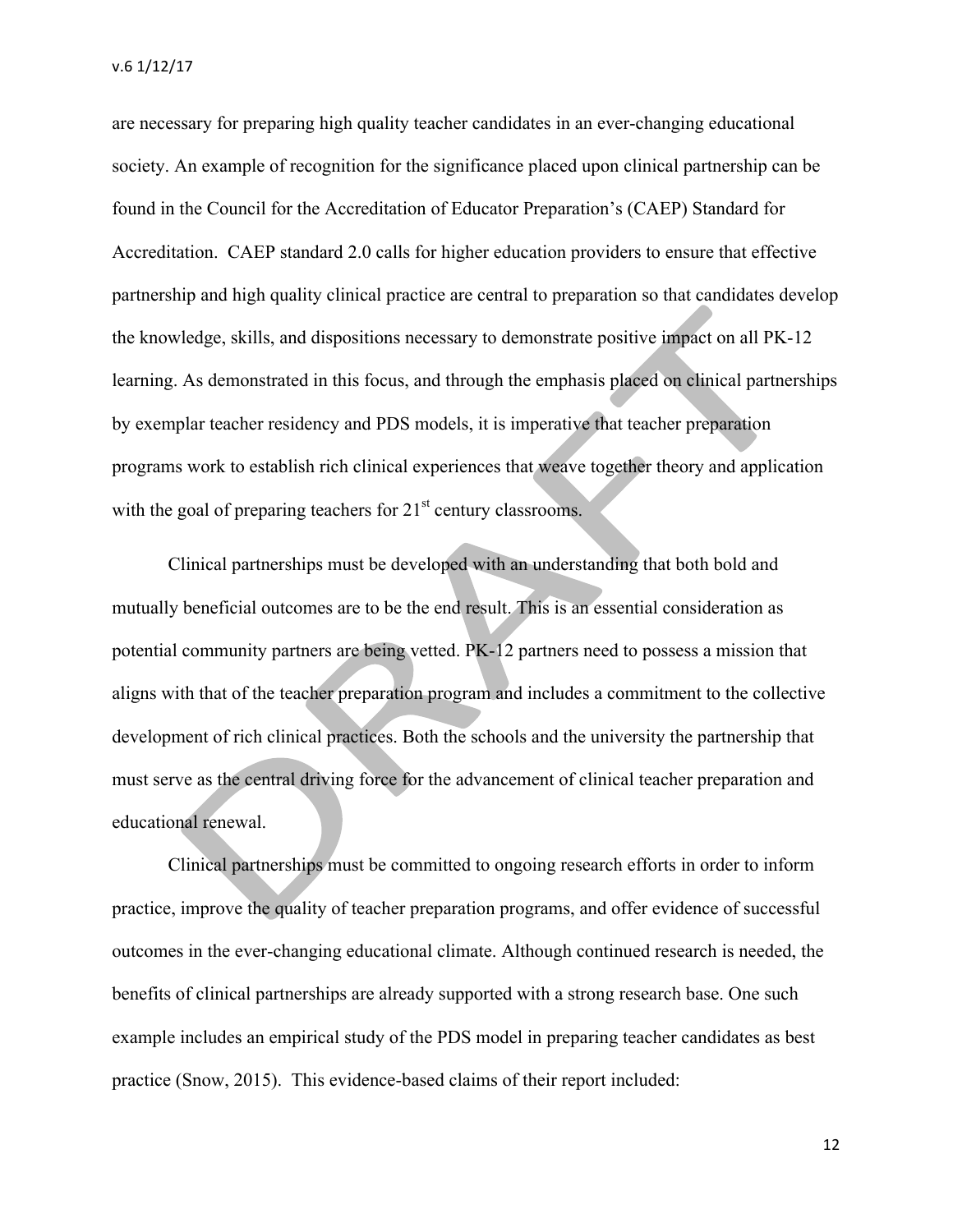are necessary for preparing high quality teacher candidates in an ever-changing educational society. An example of recognition for the significance placed upon clinical partnership can be found in the Council for the Accreditation of Educator Preparation's (CAEP) Standard for Accreditation. CAEP standard 2.0 calls for higher education providers to ensure that effective partnership and high quality clinical practice are central to preparation so that candidates develop the knowledge, skills, and dispositions necessary to demonstrate positive impact on all PK-12 learning. As demonstrated in this focus, and through the emphasis placed on clinical partnerships by exemplar teacher residency and PDS models, it is imperative that teacher preparation programs work to establish rich clinical experiences that weave together theory and application with the goal of preparing teachers for 21st century classrooms.

Clinical partnerships must be developed with an understanding that both bold and mutually beneficial outcomes are to be the end result. This is an essential consideration as potential community partners are being vetted. PK-12 partners need to possess a mission that aligns with that of the teacher preparation program and includes a commitment to the collective development of rich clinical practices. Both the schools and the university the partnership that must serve as the central driving force for the advancement of clinical teacher preparation and educational renewal.

Clinical partnerships must be committed to ongoing research efforts in order to inform practice, improve the quality of teacher preparation programs, and offer evidence of successful outcomes in the ever-changing educational climate. Although continued research is needed, the benefits of clinical partnerships are already supported with a strong research base. One such example includes an empirical study of the PDS model in preparing teacher candidates as best practice (Snow, 2015). This evidence-based claims of their report included: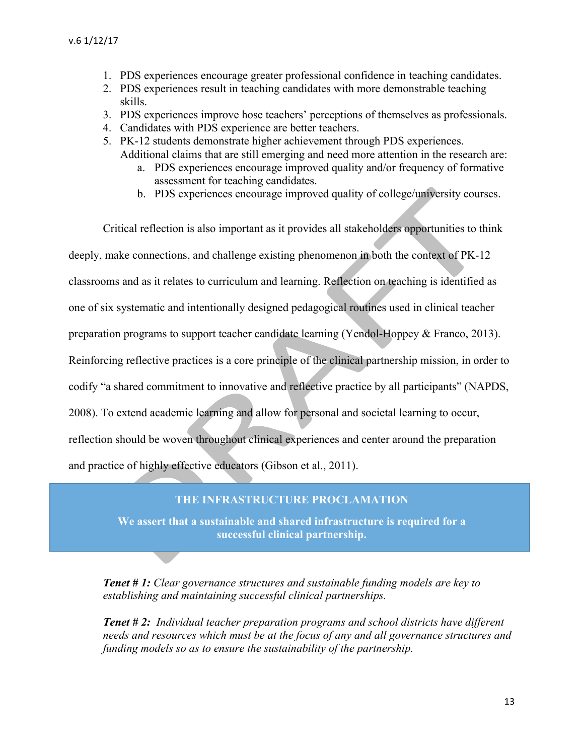1. PDS experiences encourage greater professional confidence in teaching candidates.
2. PDS experiences result in teaching candidates with more demonstrable teaching skills.
3. PDS experiences improve hose teachers' perceptions of themselves as professionals.
4. Candidates with PDS experience are better teachers.
5. PK-12 students demonstrate higher achievement through PDS experiences.
   Additional claims that are still emerging and need more attention in the research are:
   a. PDS experiences encourage improved quality and/or frequency of formative assessment for teaching candidates.
   b. PDS experiences encourage improved quality of college/university courses.

Critical reflection is also important as it provides all stakeholders opportunities to think deeply, make connections, and challenge existing phenomenon in both the context of PK-12 classrooms and as it relates to curriculum and learning. Reflection on teaching is identified as one of six systematic and intentionally designed pedagogical routines used in clinical teacher preparation programs to support teacher candidate learning (Yendol-Hoppey & Franco, 2013). Reinforcing reflective practices is a core principle of the clinical partnership mission, in order to codify "a shared commitment to innovative and reflective practice by all participants" (NAPDS, 2008). To extend academic learning and allow for personal and societal learning to occur, reflection should be woven throughout clinical experiences and center around the preparation and practice of highly effective educators (Gibson et al., 2011).

## THE INFRASTRUCTURE PROCLAMATION

**We assert that a sustainable and shared infrastructure is required for a successful clinical partnership.**

***Tenet # 1:*** *Clear governance structures and sustainable funding models are key to establishing and maintaining successful clinical partnerships.*

***Tenet # 2:*** *Individual teacher preparation programs and school districts have different needs and resources which must be at the focus of any and all governance structures and funding models so as to ensure the sustainability of the partnership.*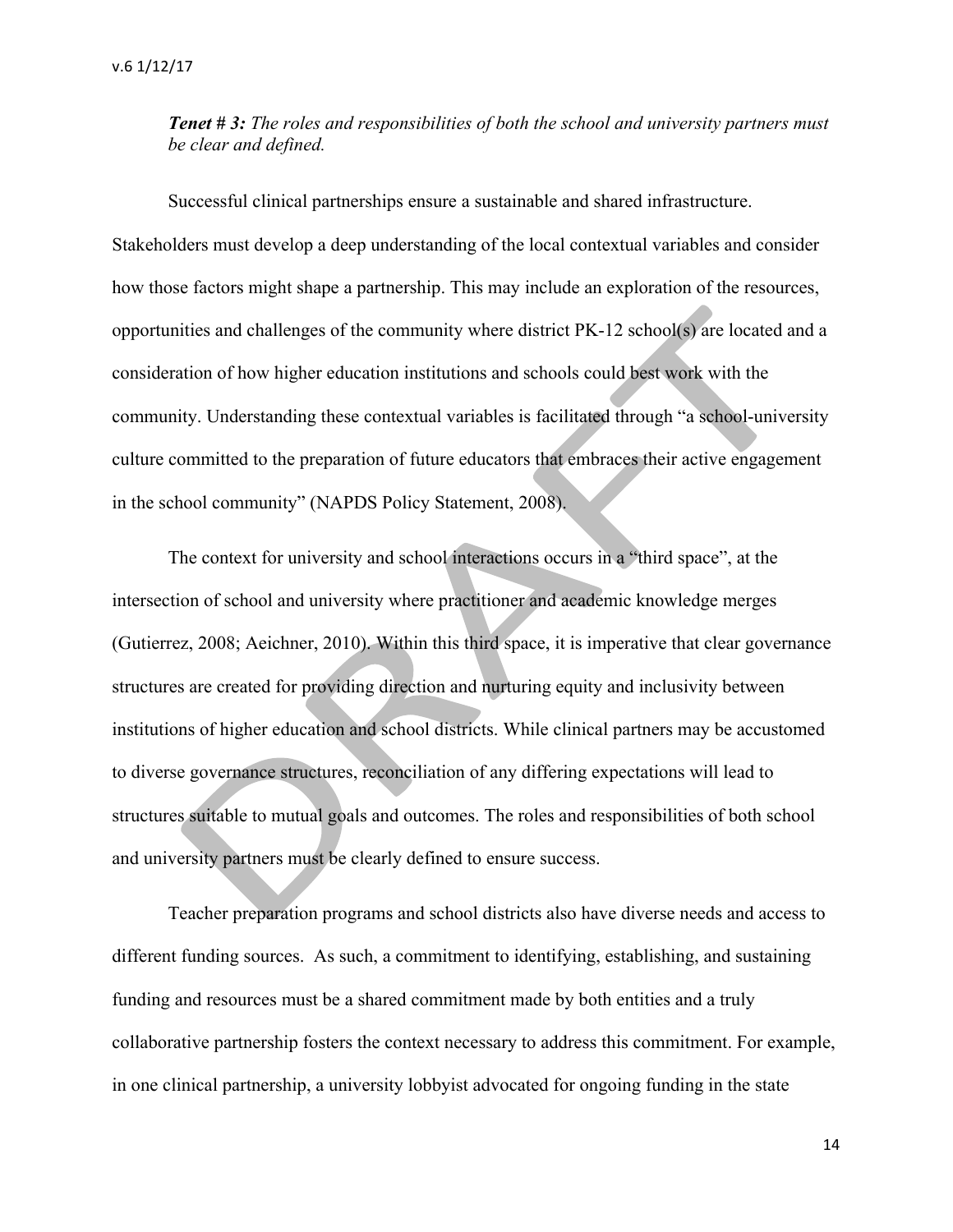***Tenet # 3:*** *The roles and responsibilities of both the school and university partners must be clear and defined.*

Successful clinical partnerships ensure a sustainable and shared infrastructure. Stakeholders must develop a deep understanding of the local contextual variables and consider how those factors might shape a partnership. This may include an exploration of the resources, opportunities and challenges of the community where district PK-12 school(s) are located and a consideration of how higher education institutions and schools could best work with the community. Understanding these contextual variables is facilitated through "a school-university culture committed to the preparation of future educators that embraces their active engagement in the school community" (NAPDS Policy Statement, 2008).

The context for university and school interactions occurs in a "third space", at the intersection of school and university where practitioner and academic knowledge merges (Gutierrez, 2008; Aeichner, 2010). Within this third space, it is imperative that clear governance structures are created for providing direction and nurturing equity and inclusivity between institutions of higher education and school districts. While clinical partners may be accustomed to diverse governance structures, reconciliation of any differing expectations will lead to structures suitable to mutual goals and outcomes. The roles and responsibilities of both school and university partners must be clearly defined to ensure success.

Teacher preparation programs and school districts also have diverse needs and access to different funding sources. As such, a commitment to identifying, establishing, and sustaining funding and resources must be a shared commitment made by both entities and a truly collaborative partnership fosters the context necessary to address this commitment. For example, in one clinical partnership, a university lobbyist advocated for ongoing funding in the state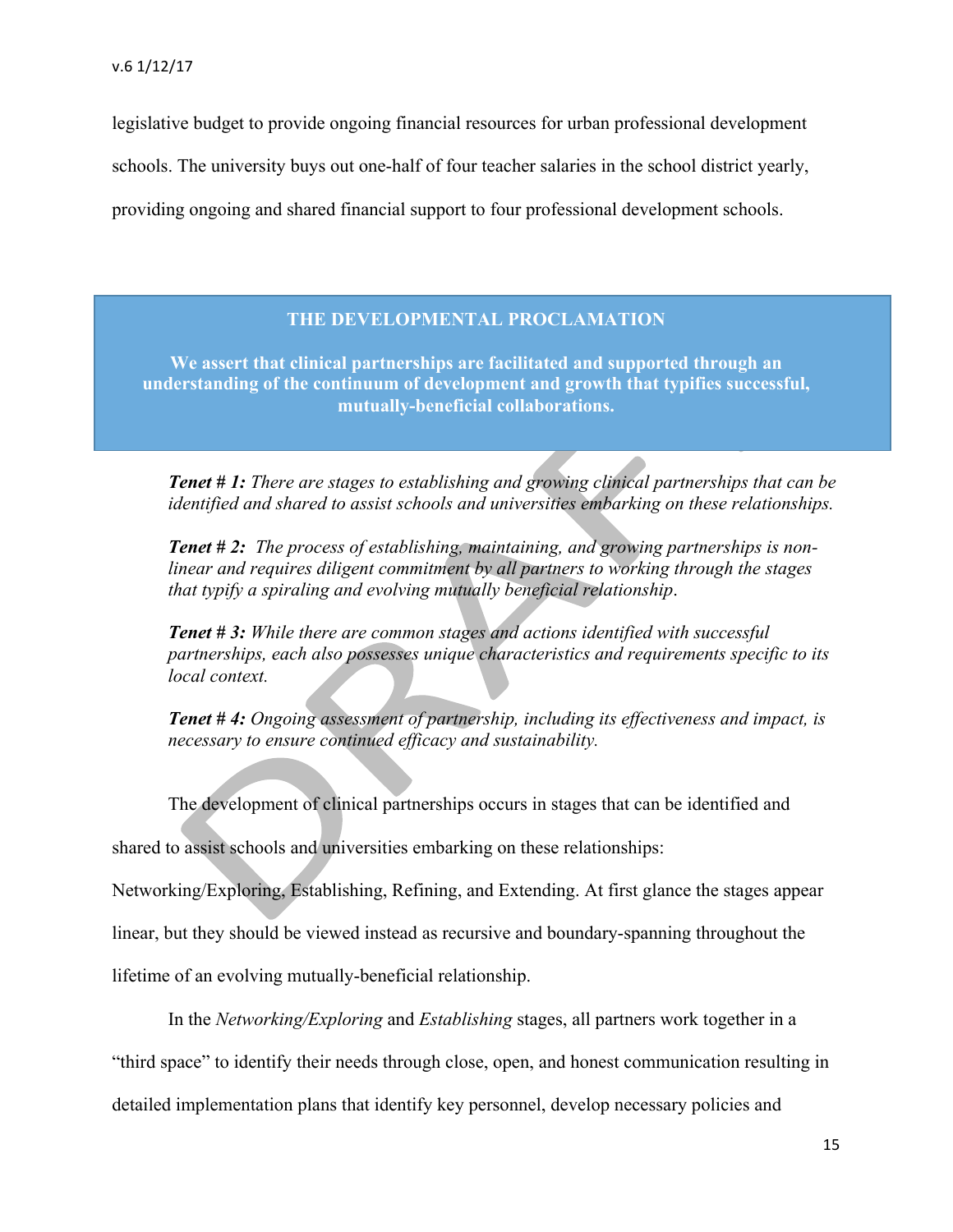legislative budget to provide ongoing financial resources for urban professional development schools. The university buys out one-half of four teacher salaries in the school district yearly, providing ongoing and shared financial support to four professional development schools.

## THE DEVELOPMENTAL PROCLAMATION

**We assert that clinical partnerships are facilitated and supported through an understanding of the continuum of development and growth that typifies successful, mutually-beneficial collaborations.**

***Tenet # 1:*** *There are stages to establishing and growing clinical partnerships that can be identified and shared to assist schools and universities embarking on these relationships.*

***Tenet # 2:*** *The process of establishing, maintaining, and growing partnerships is non-linear and requires diligent commitment by all partners to working through the stages that typify a spiraling and evolving mutually beneficial relationship.*

***Tenet # 3:*** *While there are common stages and actions identified with successful partnerships, each also possesses unique characteristics and requirements specific to its local context.*

***Tenet # 4:*** *Ongoing assessment of partnership, including its effectiveness and impact, is necessary to ensure continued efficacy and sustainability.*

The development of clinical partnerships occurs in stages that can be identified and shared to assist schools and universities embarking on these relationships: Networking/Exploring, Establishing, Refining, and Extending. At first glance the stages appear linear, but they should be viewed instead as recursive and boundary-spanning throughout the lifetime of an evolving mutually-beneficial relationship.

In the *Networking/Exploring* and *Establishing* stages, all partners work together in a "third space" to identify their needs through close, open, and honest communication resulting in detailed implementation plans that identify key personnel, develop necessary policies and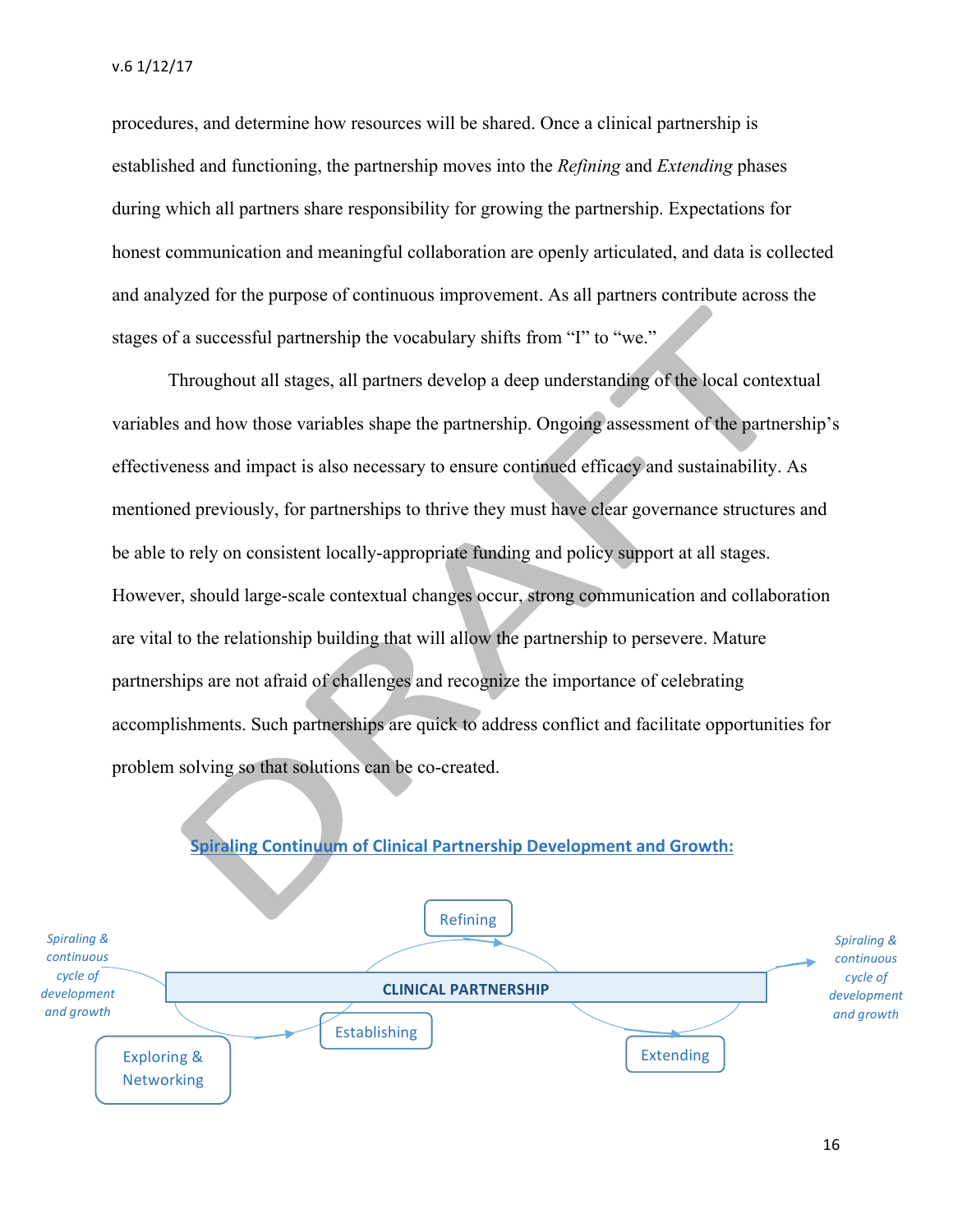procedures, and determine how resources will be shared. Once a clinical partnership is established and functioning, the partnership moves into the *Refining* and *Extending* phases during which all partners share responsibility for growing the partnership. Expectations for honest communication and meaningful collaboration are openly articulated, and data is collected and analyzed for the purpose of continuous improvement. As all partners contribute across the stages of a successful partnership the vocabulary shifts from "I" to "we."

Throughout all stages, all partners develop a deep understanding of the local contextual variables and how those variables shape the partnership. Ongoing assessment of the partnership's effectiveness and impact is also necessary to ensure continued efficacy and sustainability. As mentioned previously, for partnerships to thrive they must have clear governance structures and be able to rely on consistent locally-appropriate funding and policy support at all stages. However, should large-scale contextual changes occur, strong communication and collaboration are vital to the relationship building that will allow the partnership to persevere. Mature partnerships are not afraid of challenges and recognize the importance of celebrating accomplishments. Such partnerships are quick to address conflict and facilitate opportunities for problem solving so that solutions can be co-created.

**Spiraling Continuum of Clinical Partnership Development and Growth:**

*Spiraling & continuous cycle of development and growth*

Exploring & Networking → Establishing → Refining → Extending

**CLINICAL PARTNERSHIP**

*Spiraling & continuous cycle of development and growth*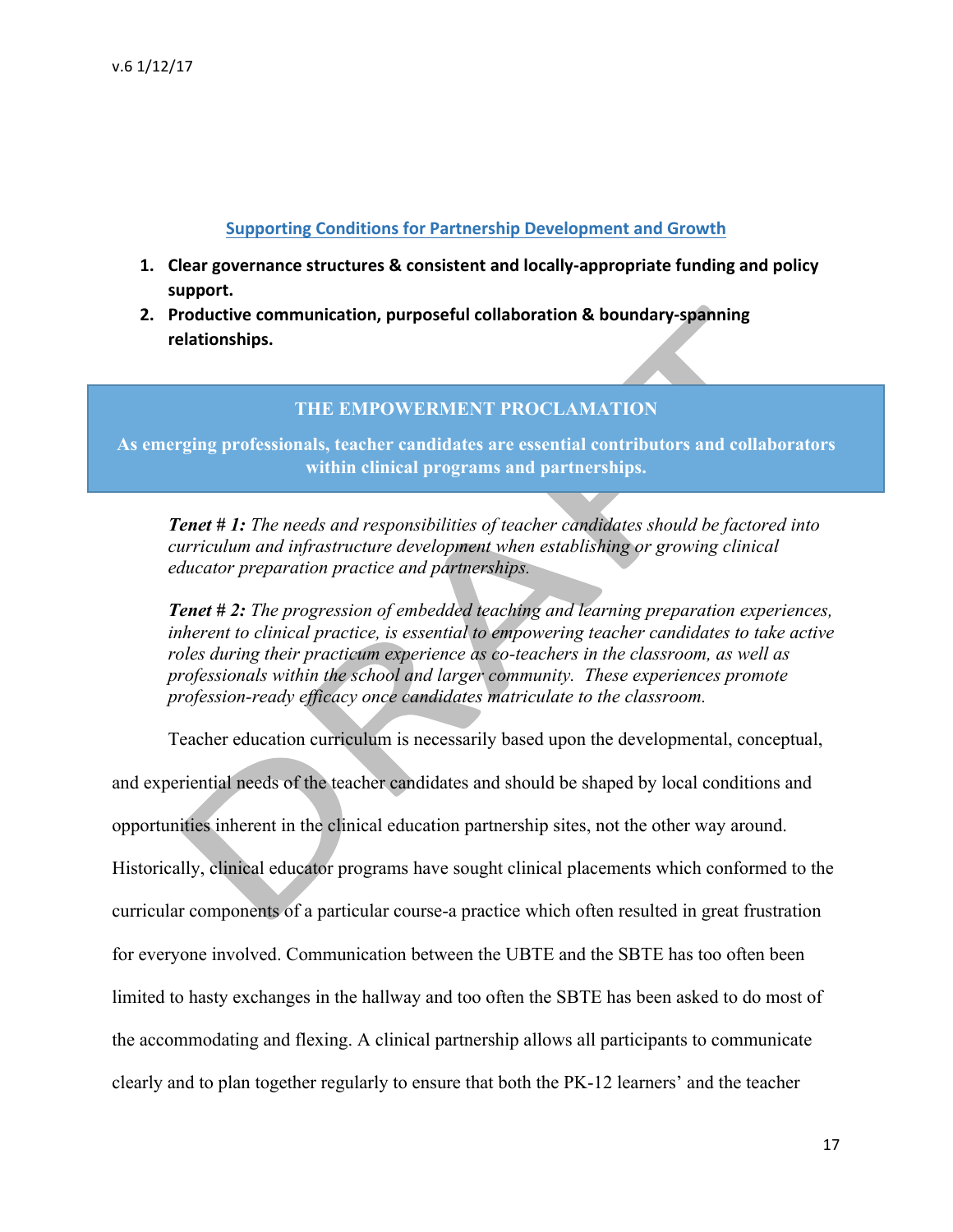## Supporting Conditions for Partnership Development and Growth

1. **Clear governance structures & consistent and locally-appropriate funding and policy support.**
2. **Productive communication, purposeful collaboration & boundary-spanning relationships.**

### THE EMPOWERMENT PROCLAMATION

**As emerging professionals, teacher candidates are essential contributors and collaborators within clinical programs and partnerships.**

> ***Tenet # 1:*** *The needs and responsibilities of teacher candidates should be factored into curriculum and infrastructure development when establishing or growing clinical educator preparation practice and partnerships.*
>
> ***Tenet # 2:*** *The progression of embedded teaching and learning preparation experiences, inherent to clinical practice, is essential to empowering teacher candidates to take active roles during their practicum experience as co-teachers in the classroom, as well as professionals within the school and larger community. These experiences promote profession-ready efficacy once candidates matriculate to the classroom.*

Teacher education curriculum is necessarily based upon the developmental, conceptual, and experiential needs of the teacher candidates and should be shaped by local conditions and opportunities inherent in the clinical education partnership sites, not the other way around. Historically, clinical educator programs have sought clinical placements which conformed to the curricular components of a particular course-a practice which often resulted in great frustration for everyone involved. Communication between the UBTE and the SBTE has too often been limited to hasty exchanges in the hallway and too often the SBTE has been asked to do most of the accommodating and flexing. A clinical partnership allows all participants to communicate clearly and to plan together regularly to ensure that both the PK-12 learners' and the teacher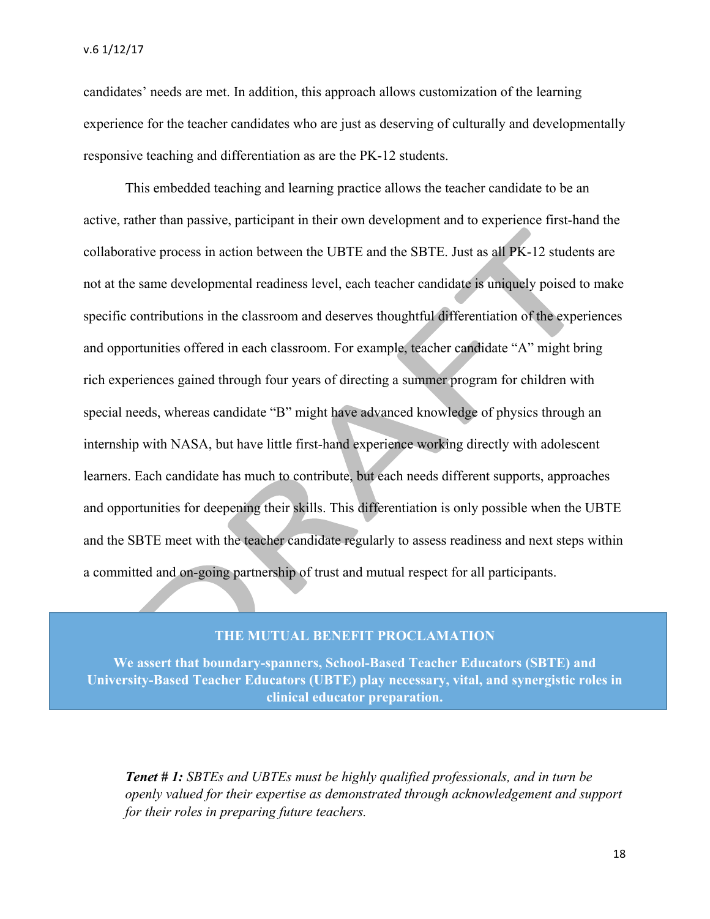candidates' needs are met. In addition, this approach allows customization of the learning experience for the teacher candidates who are just as deserving of culturally and developmentally responsive teaching and differentiation as are the PK-12 students.

This embedded teaching and learning practice allows the teacher candidate to be an active, rather than passive, participant in their own development and to experience first-hand the collaborative process in action between the UBTE and the SBTE. Just as all PK-12 students are not at the same developmental readiness level, each teacher candidate is uniquely poised to make specific contributions in the classroom and deserves thoughtful differentiation of the experiences and opportunities offered in each classroom. For example, teacher candidate "A" might bring rich experiences gained through four years of directing a summer program for children with special needs, whereas candidate "B" might have advanced knowledge of physics through an internship with NASA, but have little first-hand experience working directly with adolescent learners. Each candidate has much to contribute, but each needs different supports, approaches and opportunities for deepening their skills. This differentiation is only possible when the UBTE and the SBTE meet with the teacher candidate regularly to assess readiness and next steps within a committed and on-going partnership of trust and mutual respect for all participants.

**THE MUTUAL BENEFIT PROCLAMATION**

**We assert that boundary-spanners, School-Based Teacher Educators (SBTE) and University-Based Teacher Educators (UBTE) play necessary, vital, and synergistic roles in clinical educator preparation.**

***Tenet # 1:*** *SBTEs and UBTEs must be highly qualified professionals, and in turn be openly valued for their expertise as demonstrated through acknowledgement and support for their roles in preparing future teachers.*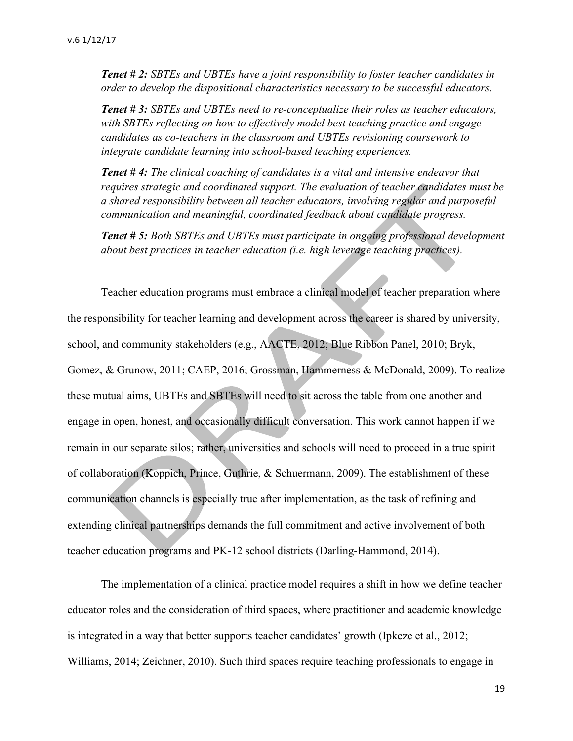*Tenet # 2:* *SBTEs and UBTEs have a joint responsibility to foster teacher candidates in order to develop the dispositional characteristics necessary to be successful educators.*

*Tenet # 3:* *SBTEs and UBTEs need to re-conceptualize their roles as teacher educators, with SBTEs reflecting on how to effectively model best teaching practice and engage candidates as co-teachers in the classroom and UBTEs revisioning coursework to integrate candidate learning into school-based teaching experiences.*

*Tenet # 4:* *The clinical coaching of candidates is a vital and intensive endeavor that requires strategic and coordinated support. The evaluation of teacher candidates must be a shared responsibility between all teacher educators, involving regular and purposeful communication and meaningful, coordinated feedback about candidate progress.*

*Tenet # 5:* *Both SBTEs and UBTEs must participate in ongoing professional development about best practices in teacher education (i.e. high leverage teaching practices).*

Teacher education programs must embrace a clinical model of teacher preparation where the responsibility for teacher learning and development across the career is shared by university, school, and community stakeholders (e.g., AACTE, 2012; Blue Ribbon Panel, 2010; Bryk, Gomez, & Grunow, 2011; CAEP, 2016; Grossman, Hammerness & McDonald, 2009). To realize these mutual aims, UBTEs and SBTEs will need to sit across the table from one another and engage in open, honest, and occasionally difficult conversation. This work cannot happen if we remain in our separate silos; rather, universities and schools will need to proceed in a true spirit of collaboration (Koppich, Prince, Guthrie, & Schuermann, 2009). The establishment of these communication channels is especially true after implementation, as the task of refining and extending clinical partnerships demands the full commitment and active involvement of both teacher education programs and PK-12 school districts (Darling-Hammond, 2014).

The implementation of a clinical practice model requires a shift in how we define teacher educator roles and the consideration of third spaces, where practitioner and academic knowledge is integrated in a way that better supports teacher candidates' growth (Ipkeze et al., 2012; Williams, 2014; Zeichner, 2010). Such third spaces require teaching professionals to engage in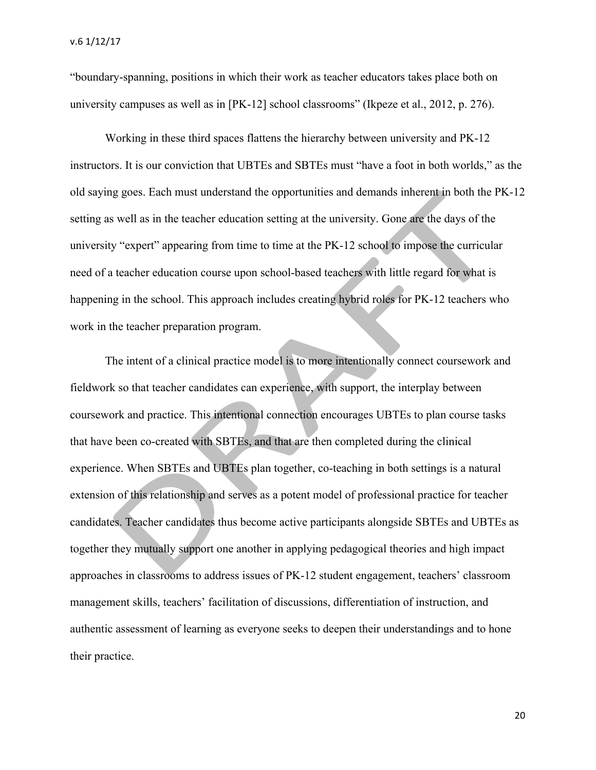"boundary-spanning, positions in which their work as teacher educators takes place both on university campuses as well as in [PK-12] school classrooms" (Ikpeze et al., 2012, p. 276).

Working in these third spaces flattens the hierarchy between university and PK-12 instructors. It is our conviction that UBTEs and SBTEs must "have a foot in both worlds," as the old saying goes. Each must understand the opportunities and demands inherent in both the PK-12 setting as well as in the teacher education setting at the university. Gone are the days of the university "expert" appearing from time to time at the PK-12 school to impose the curricular need of a teacher education course upon school-based teachers with little regard for what is happening in the school. This approach includes creating hybrid roles for PK-12 teachers who work in the teacher preparation program.

The intent of a clinical practice model is to more intentionally connect coursework and fieldwork so that teacher candidates can experience, with support, the interplay between coursework and practice. This intentional connection encourages UBTEs to plan course tasks that have been co-created with SBTEs, and that are then completed during the clinical experience. When SBTEs and UBTEs plan together, co-teaching in both settings is a natural extension of this relationship and serves as a potent model of professional practice for teacher candidates. Teacher candidates thus become active participants alongside SBTEs and UBTEs as together they mutually support one another in applying pedagogical theories and high impact approaches in classrooms to address issues of PK-12 student engagement, teachers' classroom management skills, teachers' facilitation of discussions, differentiation of instruction, and authentic assessment of learning as everyone seeks to deepen their understandings and to hone their practice.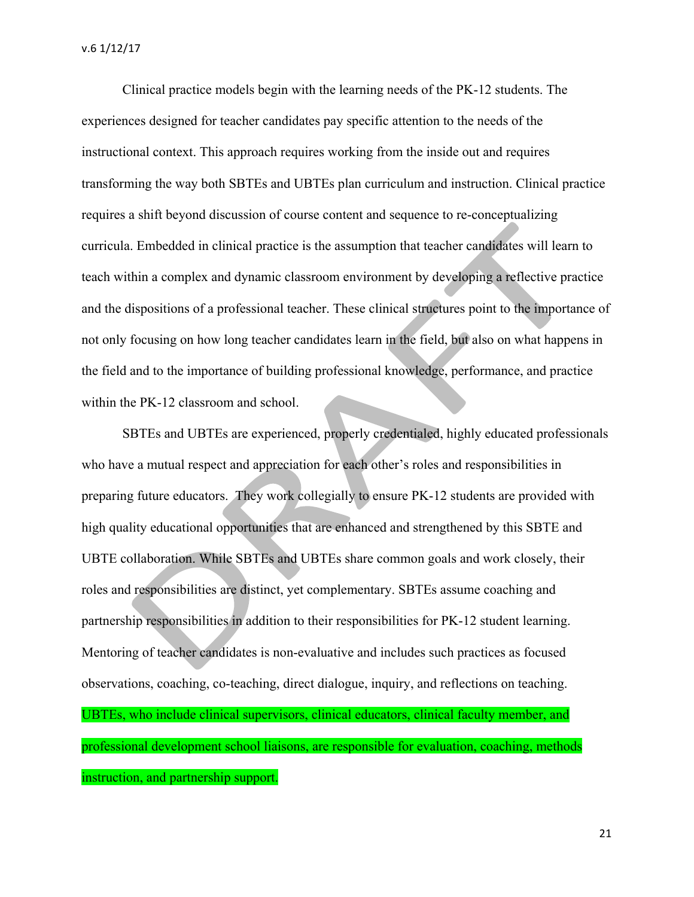Clinical practice models begin with the learning needs of the PK-12 students. The experiences designed for teacher candidates pay specific attention to the needs of the instructional context. This approach requires working from the inside out and requires transforming the way both SBTEs and UBTEs plan curriculum and instruction. Clinical practice requires a shift beyond discussion of course content and sequence to re-conceptualizing curricula. Embedded in clinical practice is the assumption that teacher candidates will learn to teach within a complex and dynamic classroom environment by developing a reflective practice and the dispositions of a professional teacher. These clinical structures point to the importance of not only focusing on how long teacher candidates learn in the field, but also on what happens in the field and to the importance of building professional knowledge, performance, and practice within the PK-12 classroom and school.

SBTEs and UBTEs are experienced, properly credentialed, highly educated professionals who have a mutual respect and appreciation for each other's roles and responsibilities in preparing future educators. They work collegially to ensure PK-12 students are provided with high quality educational opportunities that are enhanced and strengthened by this SBTE and UBTE collaboration. While SBTEs and UBTEs share common goals and work closely, their roles and responsibilities are distinct, yet complementary. SBTEs assume coaching and partnership responsibilities in addition to their responsibilities for PK-12 student learning. Mentoring of teacher candidates is non-evaluative and includes such practices as focused observations, coaching, co-teaching, direct dialogue, inquiry, and reflections on teaching. UBTEs, who include clinical supervisors, clinical educators, clinical faculty member, and professional development school liaisons, are responsible for evaluation, coaching, methods instruction, and partnership support.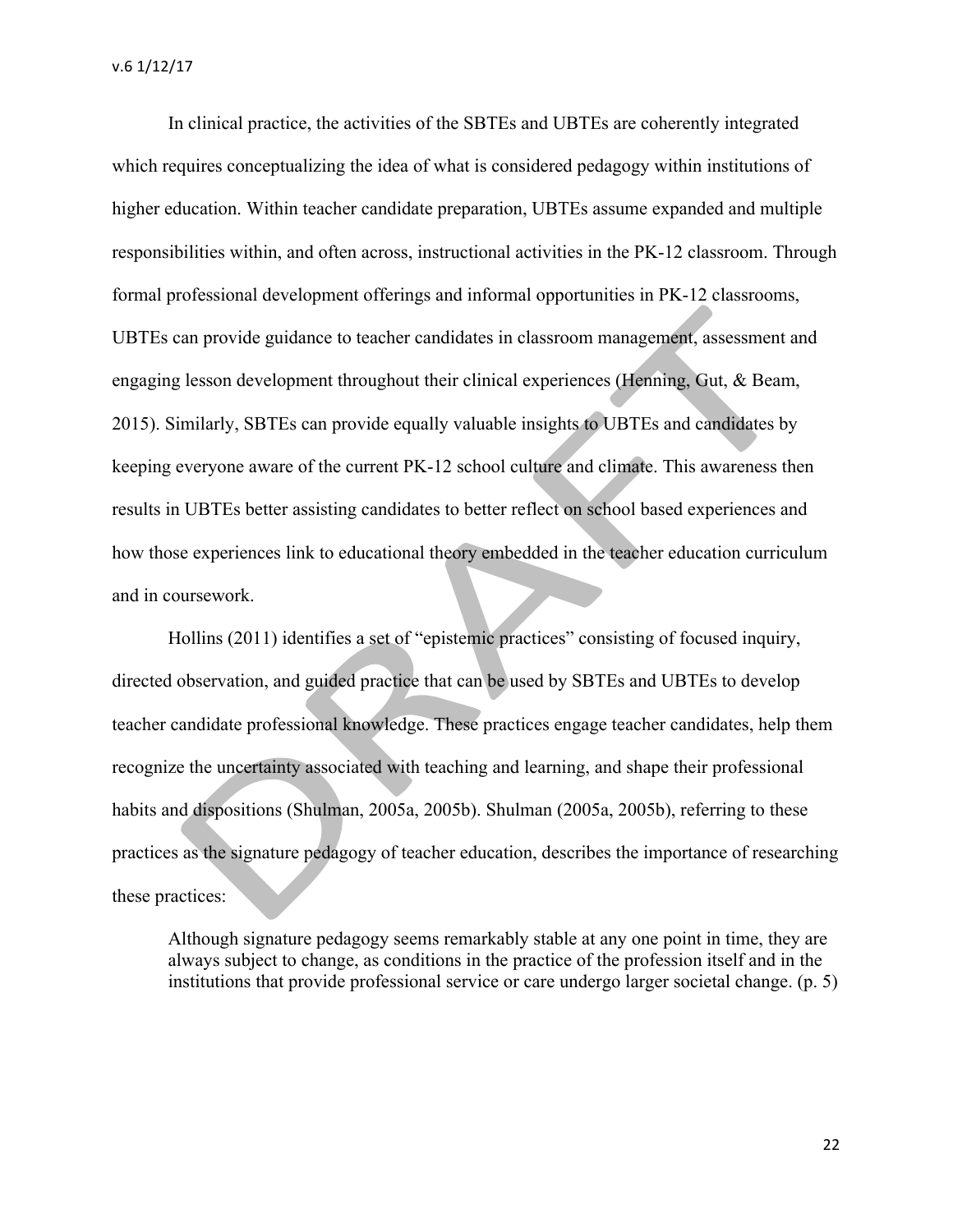In clinical practice, the activities of the SBTEs and UBTEs are coherently integrated which requires conceptualizing the idea of what is considered pedagogy within institutions of higher education. Within teacher candidate preparation, UBTEs assume expanded and multiple responsibilities within, and often across, instructional activities in the PK-12 classroom. Through formal professional development offerings and informal opportunities in PK-12 classrooms, UBTEs can provide guidance to teacher candidates in classroom management, assessment and engaging lesson development throughout their clinical experiences (Henning, Gut, & Beam, 2015). Similarly, SBTEs can provide equally valuable insights to UBTEs and candidates by keeping everyone aware of the current PK-12 school culture and climate. This awareness then results in UBTEs better assisting candidates to better reflect on school based experiences and how those experiences link to educational theory embedded in the teacher education curriculum and in coursework.

Hollins (2011) identifies a set of "epistemic practices" consisting of focused inquiry, directed observation, and guided practice that can be used by SBTEs and UBTEs to develop teacher candidate professional knowledge. These practices engage teacher candidates, help them recognize the uncertainty associated with teaching and learning, and shape their professional habits and dispositions (Shulman, 2005a, 2005b). Shulman (2005a, 2005b), referring to these practices as the signature pedagogy of teacher education, describes the importance of researching these practices:

> Although signature pedagogy seems remarkably stable at any one point in time, they are always subject to change, as conditions in the practice of the profession itself and in the institutions that provide professional service or care undergo larger societal change. (p. 5)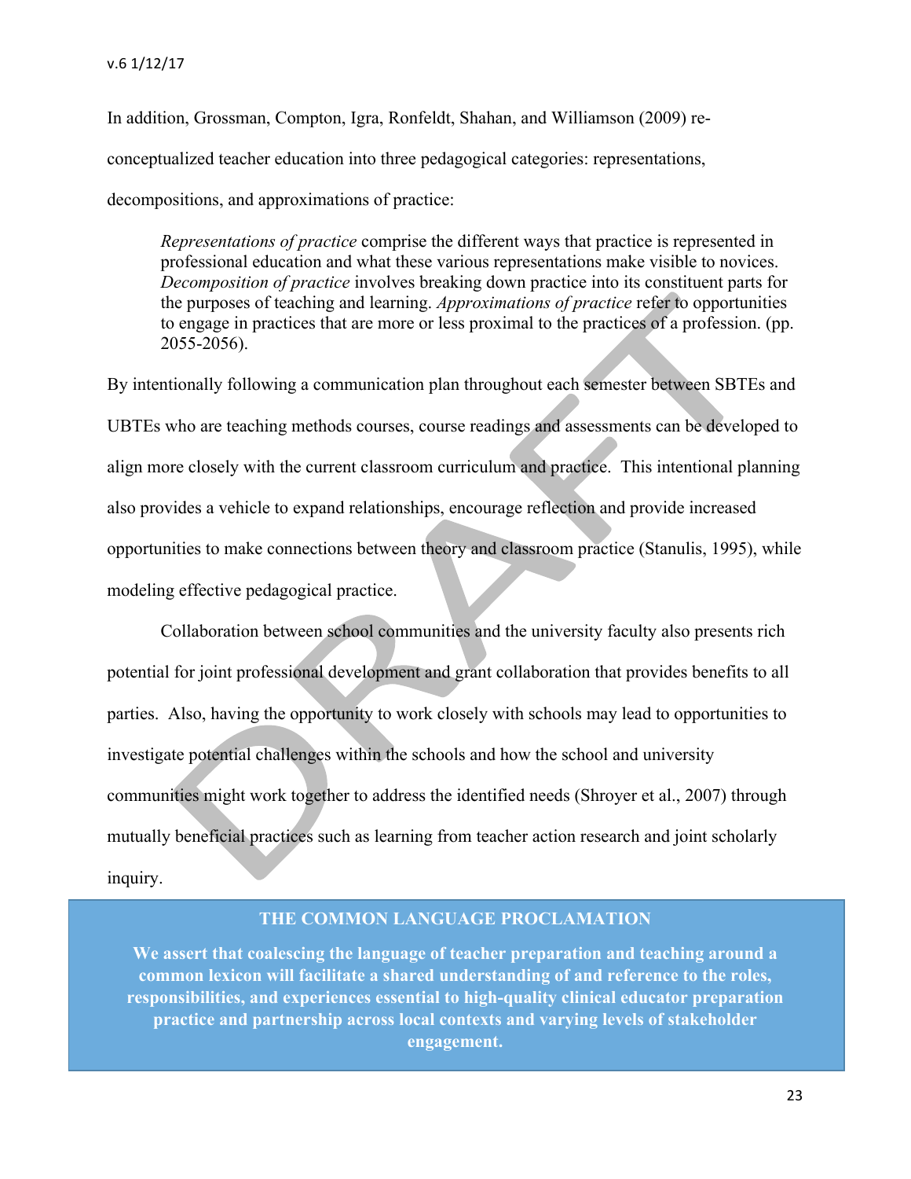In addition, Grossman, Compton, Igra, Ronfeldt, Shahan, and Williamson (2009) re-conceptualized teacher education into three pedagogical categories: representations, decompositions, and approximations of practice:

> *Representations of practice* comprise the different ways that practice is represented in professional education and what these various representations make visible to novices. *Decomposition of practice* involves breaking down practice into its constituent parts for the purposes of teaching and learning. *Approximations of practice* refer to opportunities to engage in practices that are more or less proximal to the practices of a profession. (pp. 2055-2056).

By intentionally following a communication plan throughout each semester between SBTEs and UBTEs who are teaching methods courses, course readings and assessments can be developed to align more closely with the current classroom curriculum and practice. This intentional planning also provides a vehicle to expand relationships, encourage reflection and provide increased opportunities to make connections between theory and classroom practice (Stanulis, 1995), while modeling effective pedagogical practice.

Collaboration between school communities and the university faculty also presents rich potential for joint professional development and grant collaboration that provides benefits to all parties. Also, having the opportunity to work closely with schools may lead to opportunities to investigate potential challenges within the schools and how the school and university communities might work together to address the identified needs (Shroyer et al., 2007) through mutually beneficial practices such as learning from teacher action research and joint scholarly inquiry.

**THE COMMON LANGUAGE PROCLAMATION**

**We assert that coalescing the language of teacher preparation and teaching around a common lexicon will facilitate a shared understanding of and reference to the roles, responsibilities, and experiences essential to high-quality clinical educator preparation practice and partnership across local contexts and varying levels of stakeholder engagement.**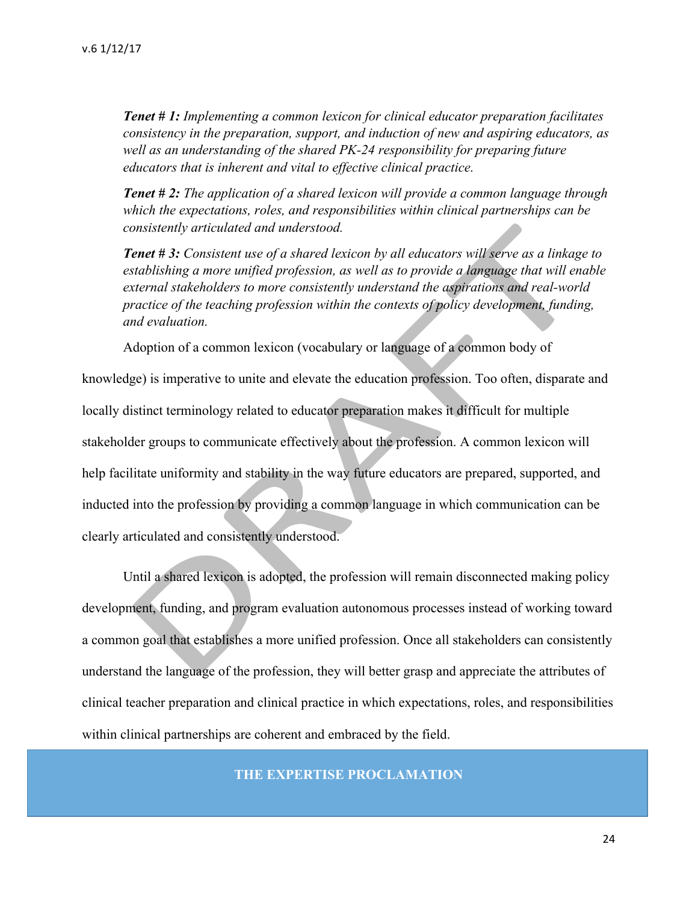***Tenet # 1:*** *Implementing a common lexicon for clinical educator preparation facilitates consistency in the preparation, support, and induction of new and aspiring educators, as well as an understanding of the shared PK-24 responsibility for preparing future educators that is inherent and vital to effective clinical practice.*

***Tenet # 2:*** *The application of a shared lexicon will provide a common language through which the expectations, roles, and responsibilities within clinical partnerships can be consistently articulated and understood.*

***Tenet # 3:*** *Consistent use of a shared lexicon by all educators will serve as a linkage to establishing a more unified profession, as well as to provide a language that will enable external stakeholders to more consistently understand the aspirations and real-world practice of the teaching profession within the contexts of policy development, funding, and evaluation.*

Adoption of a common lexicon (vocabulary or language of a common body of knowledge) is imperative to unite and elevate the education profession. Too often, disparate and locally distinct terminology related to educator preparation makes it difficult for multiple stakeholder groups to communicate effectively about the profession. A common lexicon will help facilitate uniformity and stability in the way future educators are prepared, supported, and inducted into the profession by providing a common language in which communication can be clearly articulated and consistently understood.

Until a shared lexicon is adopted, the profession will remain disconnected making policy development, funding, and program evaluation autonomous processes instead of working toward a common goal that establishes a more unified profession. Once all stakeholders can consistently understand the language of the profession, they will better grasp and appreciate the attributes of clinical teacher preparation and clinical practice in which expectations, roles, and responsibilities within clinical partnerships are coherent and embraced by the field.

## THE EXPERTISE PROCLAMATION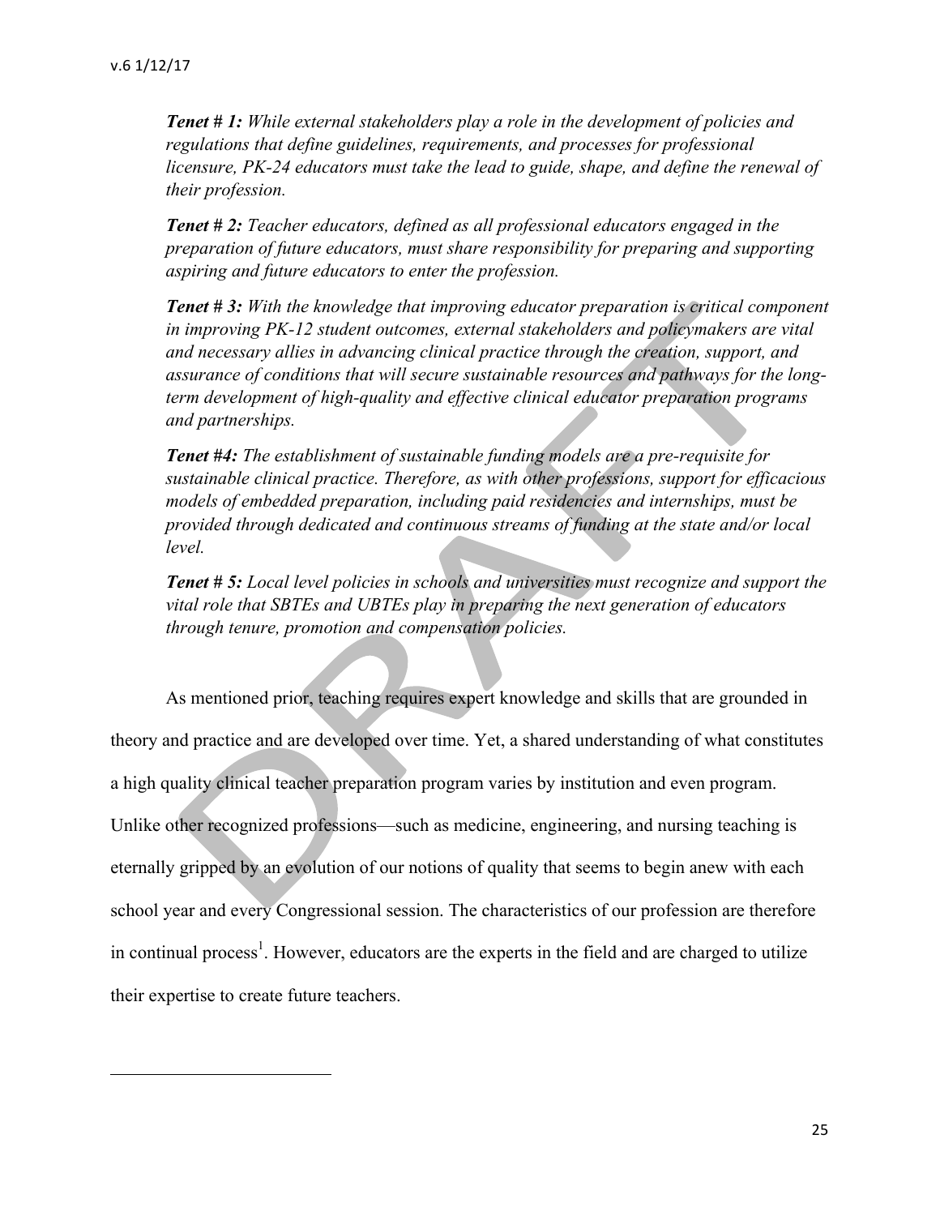***Tenet # 1:*** *While external stakeholders play a role in the development of policies and regulations that define guidelines, requirements, and processes for professional licensure, PK-24 educators must take the lead to guide, shape, and define the renewal of their profession.*

***Tenet # 2:*** *Teacher educators, defined as all professional educators engaged in the preparation of future educators, must share responsibility for preparing and supporting aspiring and future educators to enter the profession.*

***Tenet # 3:*** *With the knowledge that improving educator preparation is critical component in improving PK-12 student outcomes, external stakeholders and policymakers are vital and necessary allies in advancing clinical practice through the creation, support, and assurance of conditions that will secure sustainable resources and pathways for the long-term development of high-quality and effective clinical educator preparation programs and partnerships.*

***Tenet #4:*** *The establishment of sustainable funding models are a pre-requisite for sustainable clinical practice. Therefore, as with other professions, support for efficacious models of embedded preparation, including paid residencies and internships, must be provided through dedicated and continuous streams of funding at the state and/or local level.*

***Tenet # 5:*** *Local level policies in schools and universities must recognize and support the vital role that SBTEs and UBTEs play in preparing the next generation of educators through tenure, promotion and compensation policies.*

As mentioned prior, teaching requires expert knowledge and skills that are grounded in theory and practice and are developed over time. Yet, a shared understanding of what constitutes a high quality clinical teacher preparation program varies by institution and even program. Unlike other recognized professions—such as medicine, engineering, and nursing teaching is eternally gripped by an evolution of our notions of quality that seems to begin anew with each school year and every Congressional session. The characteristics of our profession are therefore in continual process[1]. However, educators are the experts in the field and are charged to utilize their expertise to create future teachers.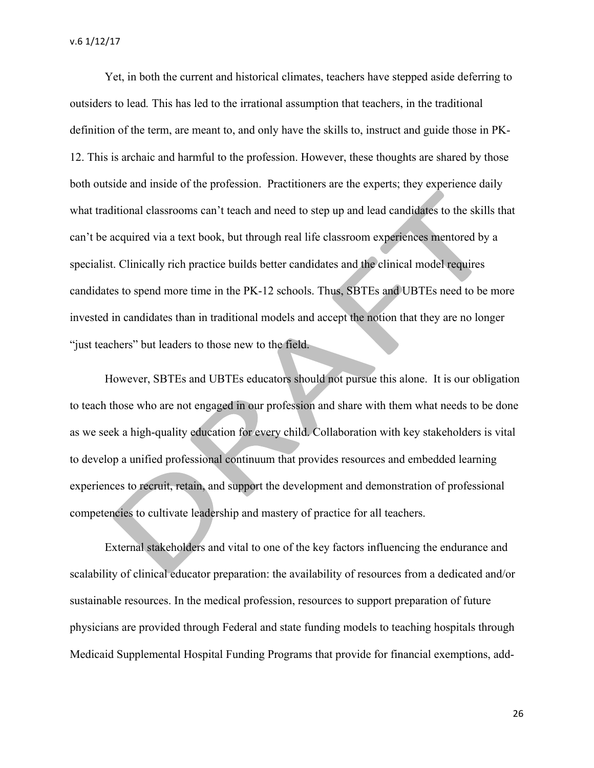Yet, in both the current and historical climates, teachers have stepped aside deferring to outsiders to lead*.* This has led to the irrational assumption that teachers, in the traditional definition of the term, are meant to, and only have the skills to, instruct and guide those in PK-12. This is archaic and harmful to the profession. However, these thoughts are shared by those both outside and inside of the profession. Practitioners are the experts; they experience daily what traditional classrooms can't teach and need to step up and lead candidates to the skills that can't be acquired via a text book, but through real life classroom experiences mentored by a specialist. Clinically rich practice builds better candidates and the clinical model requires candidates to spend more time in the PK-12 schools. Thus, SBTEs and UBTEs need to be more invested in candidates than in traditional models and accept the notion that they are no longer "just teachers" but leaders to those new to the field.

However, SBTEs and UBTEs educators should not pursue this alone. It is our obligation to teach those who are not engaged in our profession and share with them what needs to be done as we seek a high-quality education for every child. Collaboration with key stakeholders is vital to develop a unified professional continuum that provides resources and embedded learning experiences to recruit, retain, and support the development and demonstration of professional competencies to cultivate leadership and mastery of practice for all teachers.

External stakeholders and vital to one of the key factors influencing the endurance and scalability of clinical educator preparation: the availability of resources from a dedicated and/or sustainable resources. In the medical profession, resources to support preparation of future physicians are provided through Federal and state funding models to teaching hospitals through Medicaid Supplemental Hospital Funding Programs that provide for financial exemptions, add-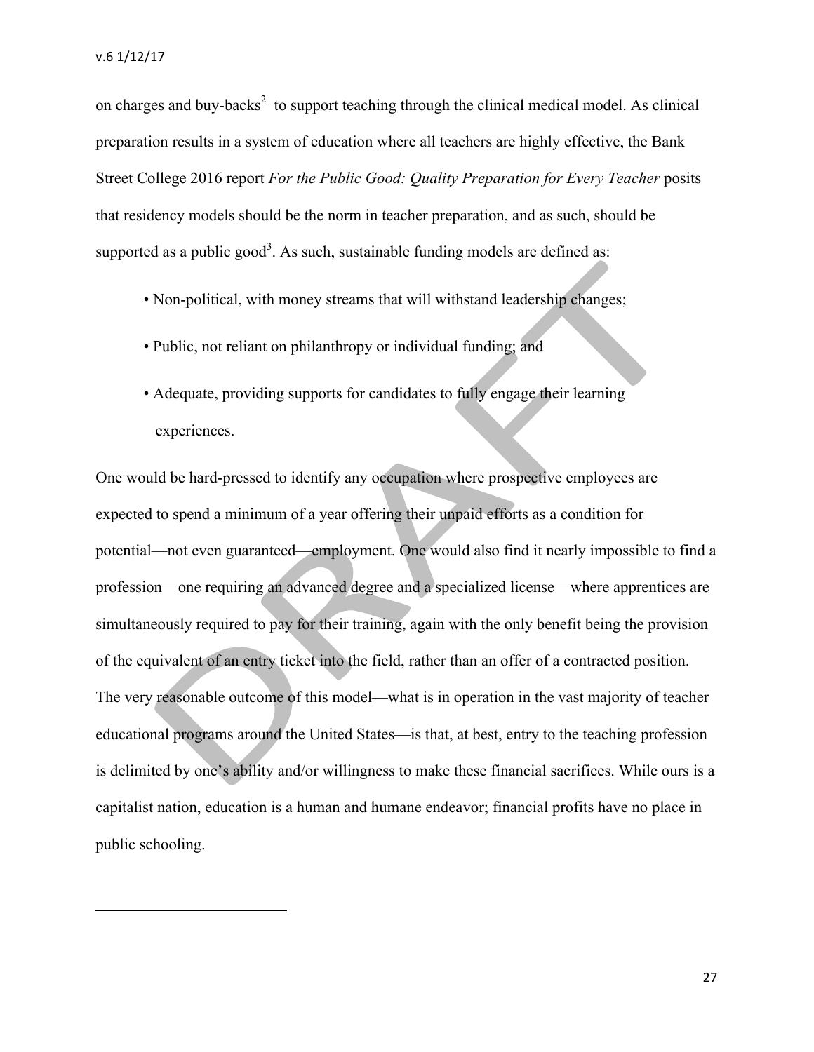on charges and buy-backs[2] to support teaching through the clinical medical model. As clinical preparation results in a system of education where all teachers are highly effective, the Bank Street College 2016 report *For the Public Good: Quality Preparation for Every Teacher* posits that residency models should be the norm in teacher preparation, and as such, should be supported as a public good[3]. As such, sustainable funding models are defined as:

- Non-political, with money streams that will withstand leadership changes;
- Public, not reliant on philanthropy or individual funding; and
- Adequate, providing supports for candidates to fully engage their learning experiences.

One would be hard-pressed to identify any occupation where prospective employees are expected to spend a minimum of a year offering their unpaid efforts as a condition for potential—not even guaranteed—employment. One would also find it nearly impossible to find a profession—one requiring an advanced degree and a specialized license—where apprentices are simultaneously required to pay for their training, again with the only benefit being the provision of the equivalent of an entry ticket into the field, rather than an offer of a contracted position. The very reasonable outcome of this model—what is in operation in the vast majority of teacher educational programs around the United States—is that, at best, entry to the teaching profession is delimited by one's ability and/or willingness to make these financial sacrifices. While ours is a capitalist nation, education is a human and humane endeavor; financial profits have no place in public schooling.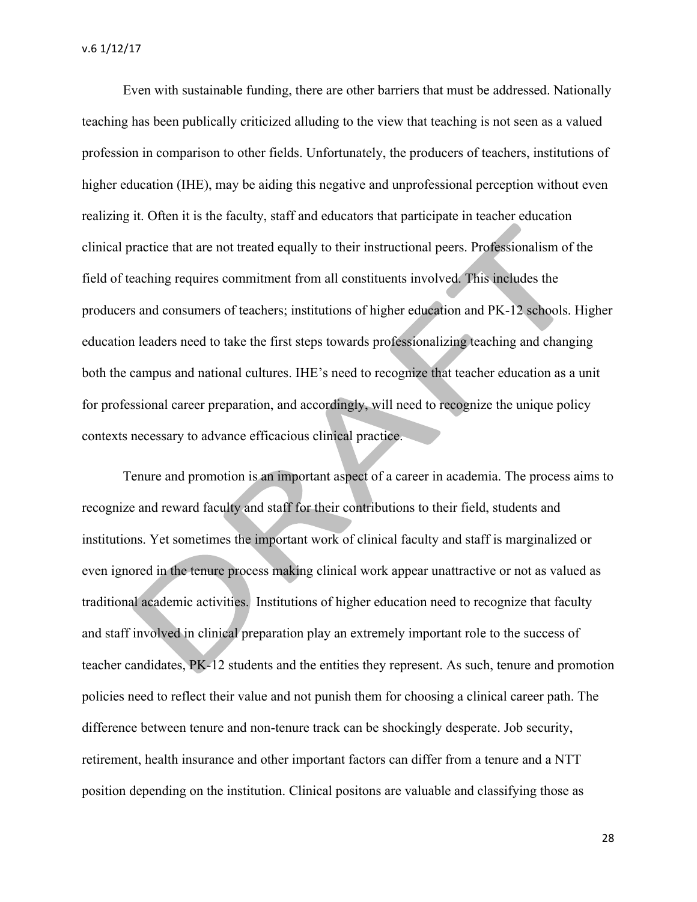Even with sustainable funding, there are other barriers that must be addressed. Nationally teaching has been publically criticized alluding to the view that teaching is not seen as a valued profession in comparison to other fields. Unfortunately, the producers of teachers, institutions of higher education (IHE), may be aiding this negative and unprofessional perception without even realizing it. Often it is the faculty, staff and educators that participate in teacher education clinical practice that are not treated equally to their instructional peers. Professionalism of the field of teaching requires commitment from all constituents involved. This includes the producers and consumers of teachers; institutions of higher education and PK-12 schools. Higher education leaders need to take the first steps towards professionalizing teaching and changing both the campus and national cultures. IHE's need to recognize that teacher education as a unit for professional career preparation, and accordingly, will need to recognize the unique policy contexts necessary to advance efficacious clinical practice.

Tenure and promotion is an important aspect of a career in academia. The process aims to recognize and reward faculty and staff for their contributions to their field, students and institutions. Yet sometimes the important work of clinical faculty and staff is marginalized or even ignored in the tenure process making clinical work appear unattractive or not as valued as traditional academic activities. Institutions of higher education need to recognize that faculty and staff involved in clinical preparation play an extremely important role to the success of teacher candidates, PK-12 students and the entities they represent. As such, tenure and promotion policies need to reflect their value and not punish them for choosing a clinical career path. The difference between tenure and non-tenure track can be shockingly desperate. Job security, retirement, health insurance and other important factors can differ from a tenure and a NTT position depending on the institution. Clinical positons are valuable and classifying those as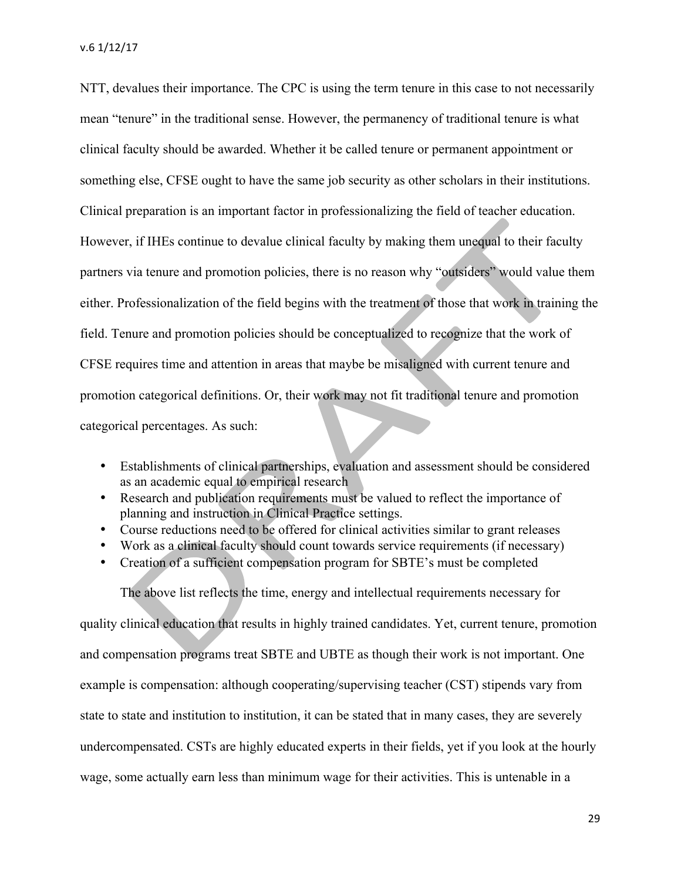NTT, devalues their importance. The CPC is using the term tenure in this case to not necessarily mean "tenure" in the traditional sense. However, the permanency of traditional tenure is what clinical faculty should be awarded. Whether it be called tenure or permanent appointment or something else, CFSE ought to have the same job security as other scholars in their institutions. Clinical preparation is an important factor in professionalizing the field of teacher education. However, if IHEs continue to devalue clinical faculty by making them unequal to their faculty partners via tenure and promotion policies, there is no reason why "outsiders" would value them either. Professionalization of the field begins with the treatment of those that work in training the field. Tenure and promotion policies should be conceptualized to recognize that the work of CFSE requires time and attention in areas that maybe be misaligned with current tenure and promotion categorical definitions. Or, their work may not fit traditional tenure and promotion categorical percentages. As such:

- Establishments of clinical partnerships, evaluation and assessment should be considered as an academic equal to empirical research
- Research and publication requirements must be valued to reflect the importance of planning and instruction in Clinical Practice settings.
- Course reductions need to be offered for clinical activities similar to grant releases
- Work as a clinical faculty should count towards service requirements (if necessary)
- Creation of a sufficient compensation program for SBTE's must be completed

The above list reflects the time, energy and intellectual requirements necessary for quality clinical education that results in highly trained candidates. Yet, current tenure, promotion and compensation programs treat SBTE and UBTE as though their work is not important. One example is compensation: although cooperating/supervising teacher (CST) stipends vary from state to state and institution to institution, it can be stated that in many cases, they are severely undercompensated. CSTs are highly educated experts in their fields, yet if you look at the hourly wage, some actually earn less than minimum wage for their activities. This is untenable in a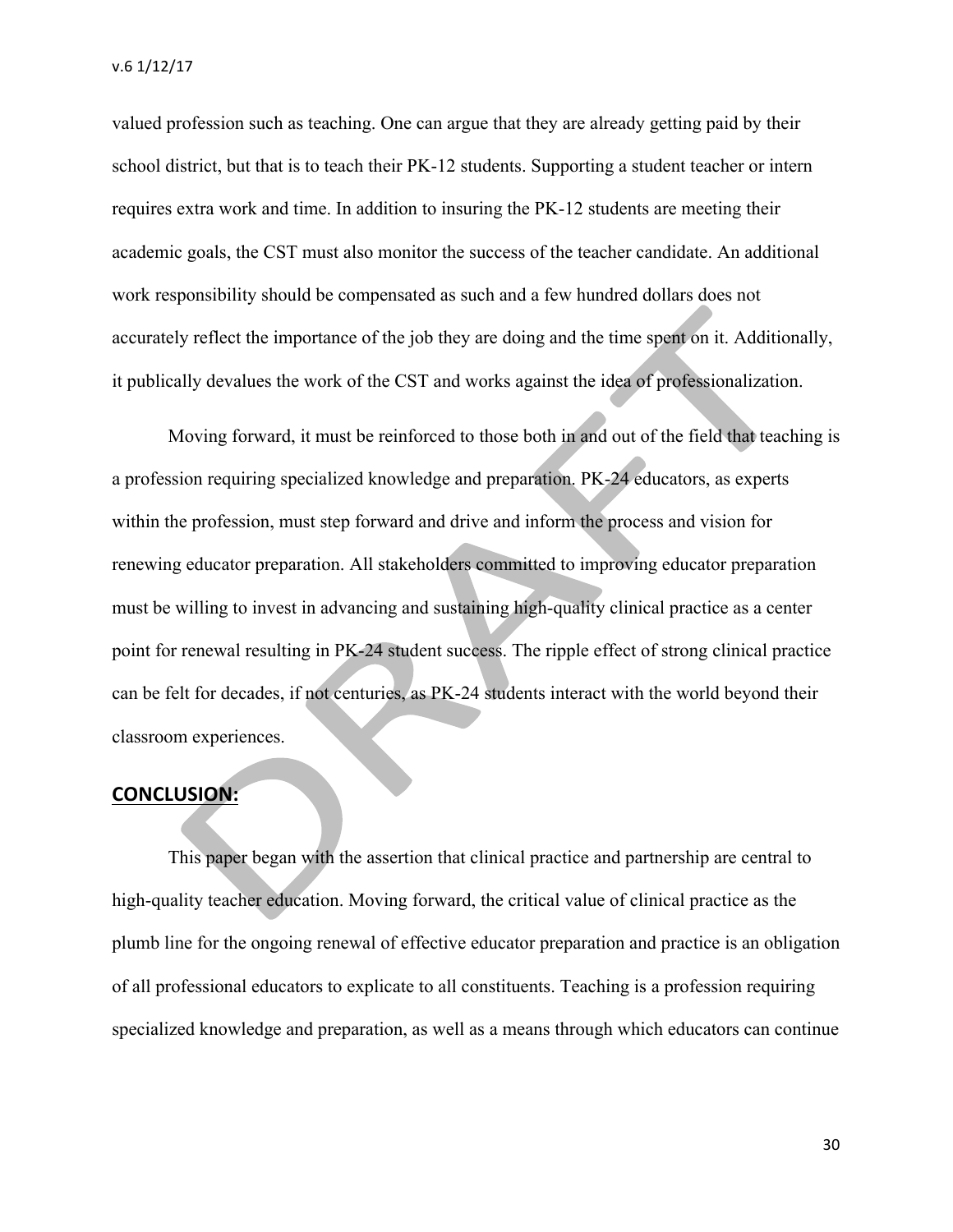valued profession such as teaching. One can argue that they are already getting paid by their school district, but that is to teach their PK-12 students. Supporting a student teacher or intern requires extra work and time. In addition to insuring the PK-12 students are meeting their academic goals, the CST must also monitor the success of the teacher candidate. An additional work responsibility should be compensated as such and a few hundred dollars does not accurately reflect the importance of the job they are doing and the time spent on it. Additionally, it publically devalues the work of the CST and works against the idea of professionalization.

Moving forward, it must be reinforced to those both in and out of the field that teaching is a profession requiring specialized knowledge and preparation. PK-24 educators, as experts within the profession, must step forward and drive and inform the process and vision for renewing educator preparation. All stakeholders committed to improving educator preparation must be willing to invest in advancing and sustaining high-quality clinical practice as a center point for renewal resulting in PK-24 student success. The ripple effect of strong clinical practice can be felt for decades, if not centuries, as PK-24 students interact with the world beyond their classroom experiences.

## CONCLUSION:

This paper began with the assertion that clinical practice and partnership are central to high-quality teacher education. Moving forward, the critical value of clinical practice as the plumb line for the ongoing renewal of effective educator preparation and practice is an obligation of all professional educators to explicate to all constituents. Teaching is a profession requiring specialized knowledge and preparation, as well as a means through which educators can continue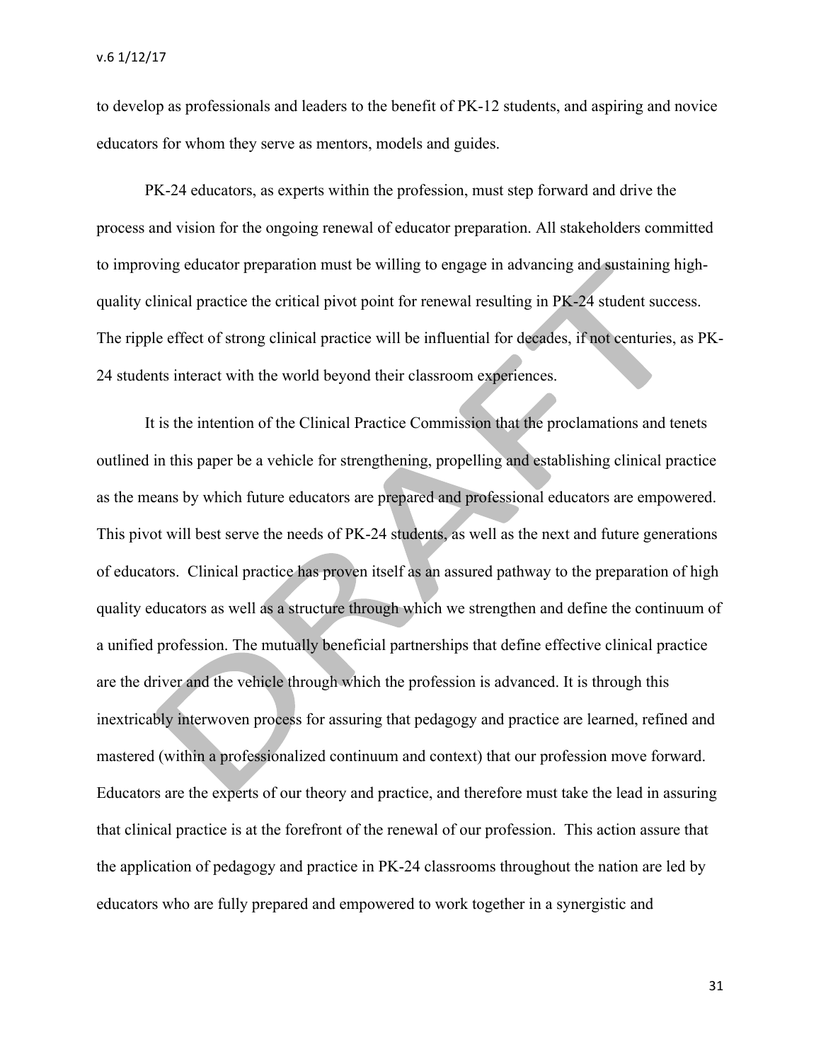to develop as professionals and leaders to the benefit of PK-12 students, and aspiring and novice educators for whom they serve as mentors, models and guides.

PK-24 educators, as experts within the profession, must step forward and drive the process and vision for the ongoing renewal of educator preparation. All stakeholders committed to improving educator preparation must be willing to engage in advancing and sustaining high-quality clinical practice the critical pivot point for renewal resulting in PK-24 student success. The ripple effect of strong clinical practice will be influential for decades, if not centuries, as PK-24 students interact with the world beyond their classroom experiences.

It is the intention of the Clinical Practice Commission that the proclamations and tenets outlined in this paper be a vehicle for strengthening, propelling and establishing clinical practice as the means by which future educators are prepared and professional educators are empowered. This pivot will best serve the needs of PK-24 students, as well as the next and future generations of educators. Clinical practice has proven itself as an assured pathway to the preparation of high quality educators as well as a structure through which we strengthen and define the continuum of a unified profession. The mutually beneficial partnerships that define effective clinical practice are the driver and the vehicle through which the profession is advanced. It is through this inextricably interwoven process for assuring that pedagogy and practice are learned, refined and mastered (within a professionalized continuum and context) that our profession move forward. Educators are the experts of our theory and practice, and therefore must take the lead in assuring that clinical practice is at the forefront of the renewal of our profession. This action assure that the application of pedagogy and practice in PK-24 classrooms throughout the nation are led by educators who are fully prepared and empowered to work together in a synergistic and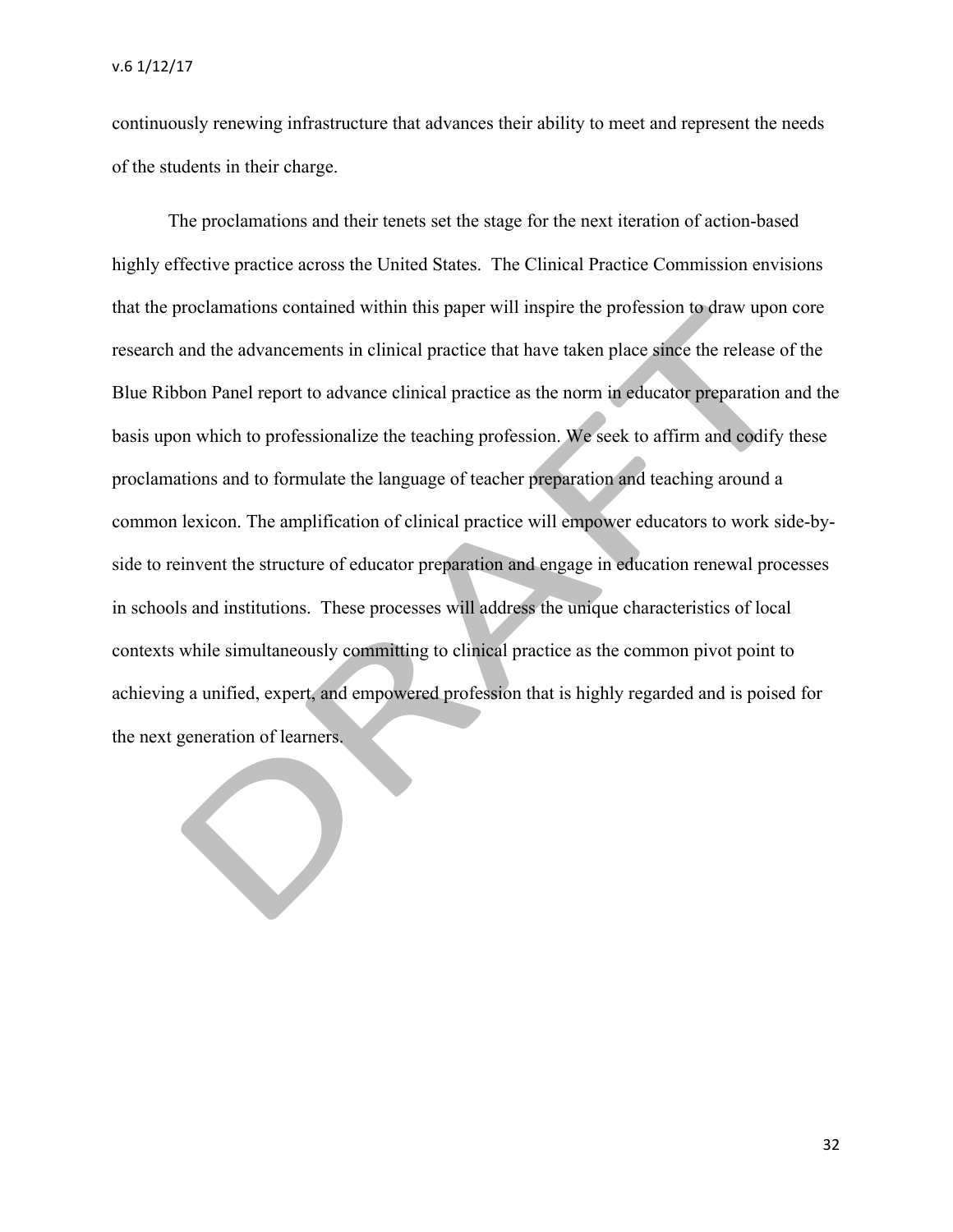continuously renewing infrastructure that advances their ability to meet and represent the needs of the students in their charge.

The proclamations and their tenets set the stage for the next iteration of action-based highly effective practice across the United States. The Clinical Practice Commission envisions that the proclamations contained within this paper will inspire the profession to draw upon core research and the advancements in clinical practice that have taken place since the release of the Blue Ribbon Panel report to advance clinical practice as the norm in educator preparation and the basis upon which to professionalize the teaching profession. We seek to affirm and codify these proclamations and to formulate the language of teacher preparation and teaching around a common lexicon. The amplification of clinical practice will empower educators to work side-by-side to reinvent the structure of educator preparation and engage in education renewal processes in schools and institutions. These processes will address the unique characteristics of local contexts while simultaneously committing to clinical practice as the common pivot point to achieving a unified, expert, and empowered profession that is highly regarded and is poised for the next generation of learners.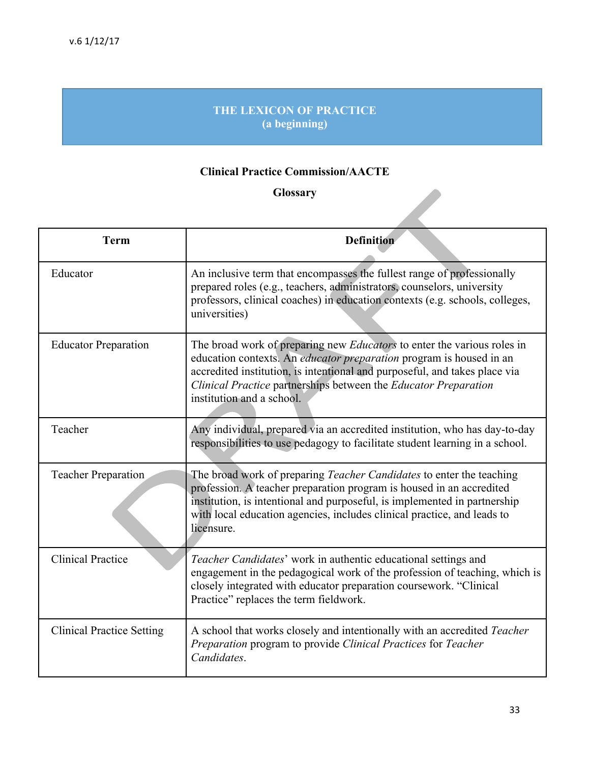v.6 1/12/17

## THE LEXICON OF PRACTICE
## (a beginning)

**Clinical Practice Commission/AACTE**

**Glossary**

| Term | Definition |
|---|---|
| Educator | An inclusive term that encompasses the fullest range of professionally prepared roles (e.g., teachers, administrators, counselors, university professors, clinical coaches) in education contexts (e.g. schools, colleges, universities) |
| Educator Preparation | The broad work of preparing new *Educators* to enter the various roles in education contexts. An *educator preparation* program is housed in an accredited institution, is intentional and purposeful, and takes place via *Clinical Practice* partnerships between the *Educator Preparation* institution and a school. |
| Teacher | Any individual, prepared via an accredited institution, who has day-to-day responsibilities to use pedagogy to facilitate student learning in a school. |
| Teacher Preparation | The broad work of preparing *Teacher Candidates* to enter the teaching profession. A teacher preparation program is housed in an accredited institution, is intentional and purposeful, is implemented in partnership with local education agencies, includes clinical practice, and leads to licensure. |
| Clinical Practice | *Teacher Candidates*' work in authentic educational settings and engagement in the pedagogical work of the profession of teaching, which is closely integrated with educator preparation coursework. "Clinical Practice" replaces the term fieldwork. |
| Clinical Practice Setting | A school that works closely and intentionally with an accredited *Teacher Preparation* program to provide *Clinical Practices* for *Teacher Candidates*. |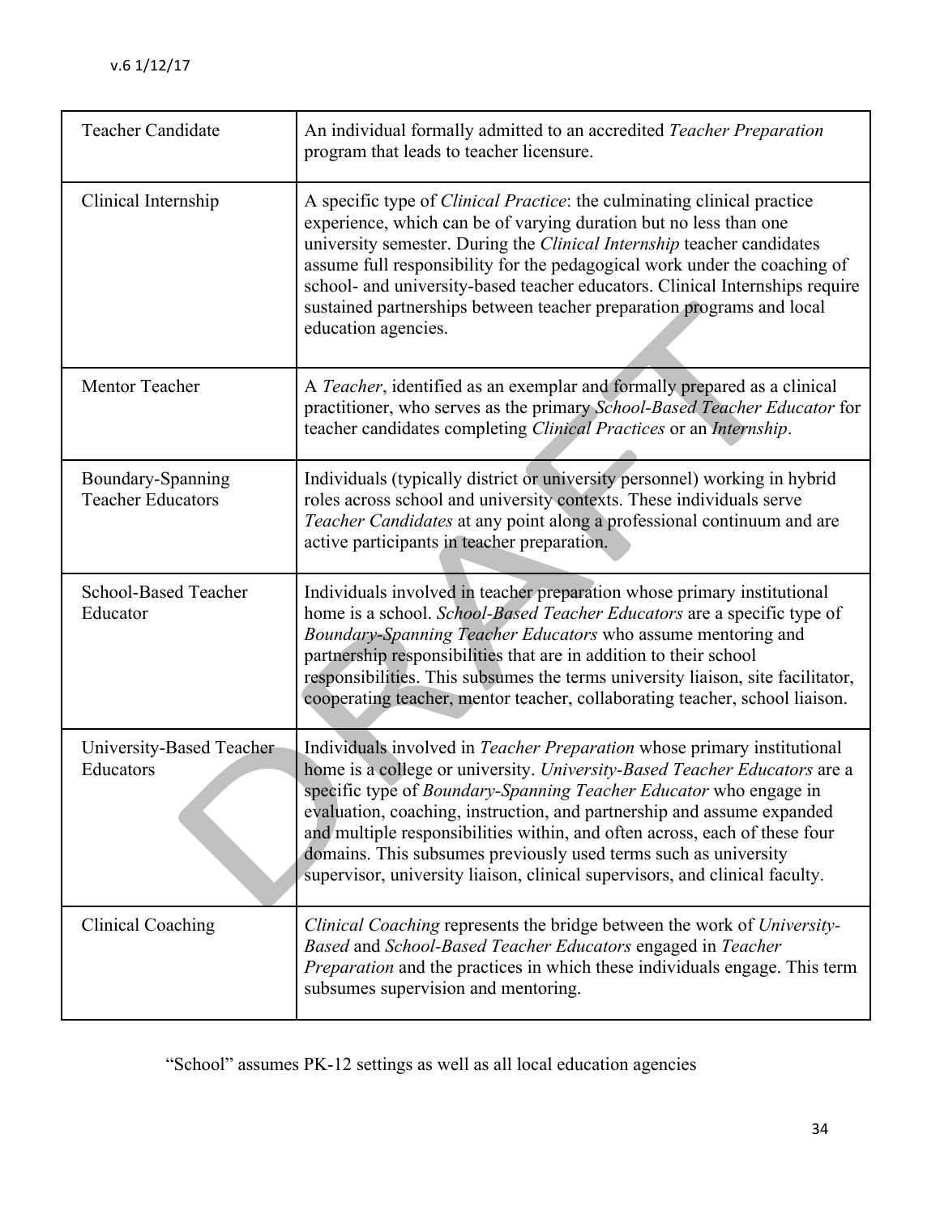| | |
|---|---|
| Teacher Candidate | An individual formally admitted to an accredited *Teacher Preparation* program that leads to teacher licensure. |
| Clinical Internship | A specific type of *Clinical Practice*: the culminating clinical practice experience, which can be of varying duration but no less than one university semester. During the *Clinical Internship* teacher candidates assume full responsibility for the pedagogical work under the coaching of school- and university-based teacher educators. Clinical Internships require sustained partnerships between teacher preparation programs and local education agencies. |
| Mentor Teacher | A *Teacher*, identified as an exemplar and formally prepared as a clinical practitioner, who serves as the primary *School-Based Teacher Educator* for teacher candidates completing *Clinical Practices* or an *Internship*. |
| Boundary-Spanning Teacher Educators | Individuals (typically district or university personnel) working in hybrid roles across school and university contexts. These individuals serve *Teacher Candidates* at any point along a professional continuum and are active participants in teacher preparation. |
| School-Based Teacher Educator | Individuals involved in teacher preparation whose primary institutional home is a school. *School-Based Teacher Educators* are a specific type of *Boundary-Spanning Teacher Educators* who assume mentoring and partnership responsibilities that are in addition to their school responsibilities. This subsumes the terms university liaison, site facilitator, cooperating teacher, mentor teacher, collaborating teacher, school liaison. |
| University-Based Teacher Educators | Individuals involved in *Teacher Preparation* whose primary institutional home is a college or university. *University-Based Teacher Educators* are a specific type of *Boundary-Spanning Teacher Educator* who engage in evaluation, coaching, instruction, and partnership and assume expanded and multiple responsibilities within, and often across, each of these four domains. This subsumes previously used terms such as university supervisor, university liaison, clinical supervisors, and clinical faculty. |
| Clinical Coaching | *Clinical Coaching* represents the bridge between the work of *University-Based* and *School-Based Teacher Educators* engaged in *Teacher Preparation* and the practices in which these individuals engage. This term subsumes supervision and mentoring. |

"School" assumes PK-12 settings as well as all local education agencies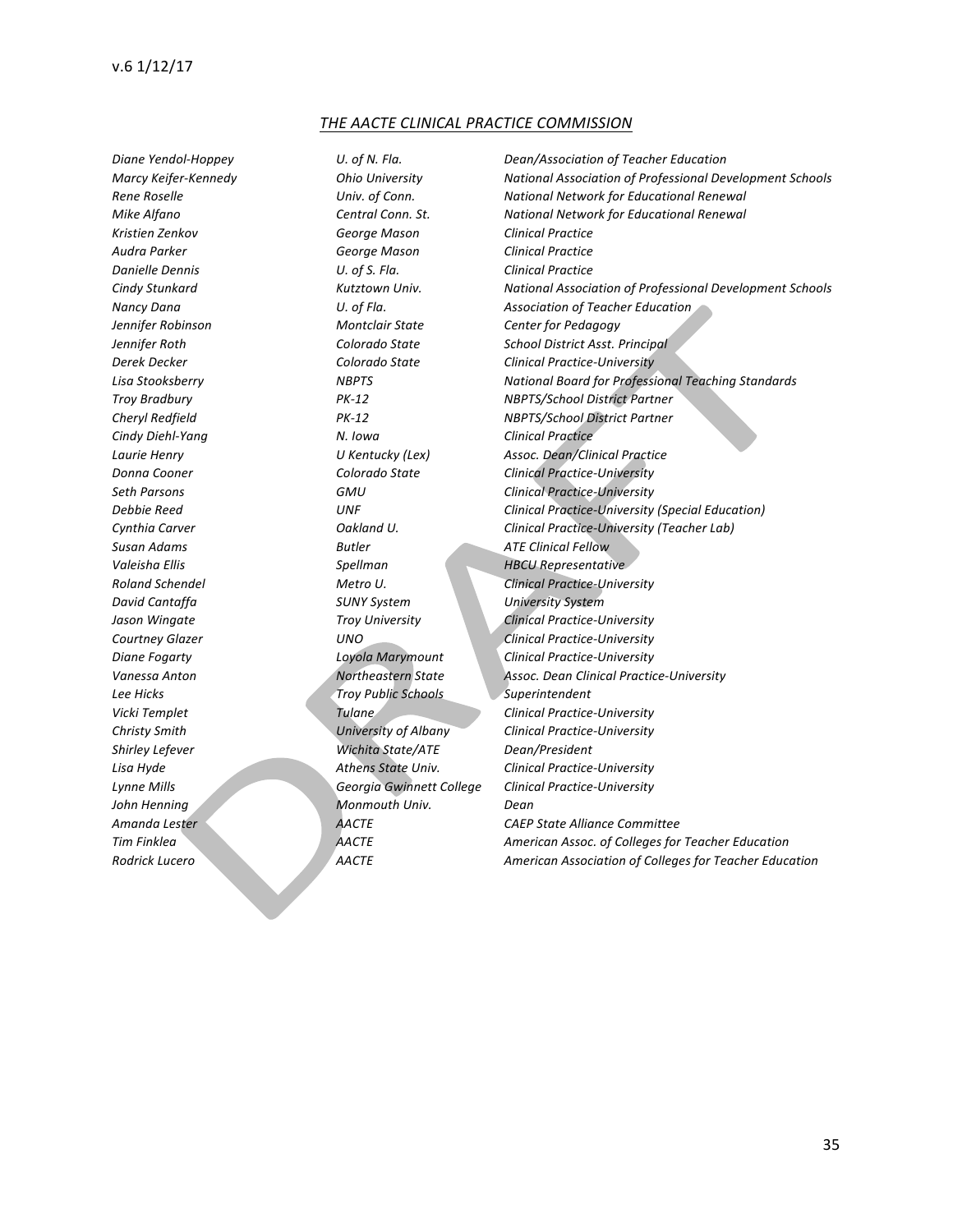v.6 1/12/17

## *THE AACTE CLINICAL PRACTICE COMMISSION*

| | | |
|---|---|---|
| *Diane Yendol-Hoppey* | *U. of N. Fla.* | *Dean/Association of Teacher Education* |
| *Marcy Keifer-Kennedy* | *Ohio University* | *National Association of Professional Development Schools* |
| *Rene Roselle* | *Univ. of Conn.* | *National Network for Educational Renewal* |
| *Mike Alfano* | *Central Conn. St.* | *National Network for Educational Renewal* |
| *Kristien Zenkov* | *George Mason* | *Clinical Practice* |
| *Audra Parker* | *George Mason* | *Clinical Practice* |
| *Danielle Dennis* | *U. of S. Fla.* | *Clinical Practice* |
| *Cindy Stunkard* | *Kutztown Univ.* | *National Association of Professional Development Schools* |
| *Nancy Dana* | *U. of Fla.* | *Association of Teacher Education* |
| *Jennifer Robinson* | *Montclair State* | *Center for Pedagogy* |
| *Jennifer Roth* | *Colorado State* | *School District Asst. Principal* |
| *Derek Decker* | *Colorado State* | *Clinical Practice-University* |
| *Lisa Stooksberry* | *NBPTS* | *National Board for Professional Teaching Standards* |
| *Troy Bradbury* | *PK-12* | *NBPTS/School District Partner* |
| *Cheryl Redfield* | *PK-12* | *NBPTS/School District Partner* |
| *Cindy Diehl-Yang* | *N. Iowa* | *Clinical Practice* |
| *Laurie Henry* | *U Kentucky (Lex)* | *Assoc. Dean/Clinical Practice* |
| *Donna Cooner* | *Colorado State* | *Clinical Practice-University* |
| *Seth Parsons* | *GMU* | *Clinical Practice-University* |
| *Debbie Reed* | *UNF* | *Clinical Practice-University (Special Education)* |
| *Cynthia Carver* | *Oakland U.* | *Clinical Practice-University (Teacher Lab)* |
| *Susan Adams* | *Butler* | *ATE Clinical Fellow* |
| *Valeisha Ellis* | *Spellman* | *HBCU Representative* |
| *Roland Schendel* | *Metro U.* | *Clinical Practice-University* |
| *David Cantaffa* | *SUNY System* | *University System* |
| *Jason Wingate* | *Troy University* | *Clinical Practice-University* |
| *Courtney Glazer* | *UNO* | *Clinical Practice-University* |
| *Diane Fogarty* | *Loyola Marymount* | *Clinical Practice-University* |
| *Vanessa Anton* | *Northeastern State* | *Assoc. Dean Clinical Practice-University* |
| *Lee Hicks* | *Troy Public Schools* | *Superintendent* |
| *Vicki Templet* | *Tulane* | *Clinical Practice-University* |
| *Christy Smith* | *University of Albany* | *Clinical Practice-University* |
| *Shirley Lefever* | *Wichita State/ATE* | *Dean/President* |
| *Lisa Hyde* | *Athens State Univ.* | *Clinical Practice-University* |
| *Lynne Mills* | *Georgia Gwinnett College* | *Clinical Practice-University* |
| *John Henning* | *Monmouth Univ.* | *Dean* |
| *Amanda Lester* | *AACTE* | *CAEP State Alliance Committee* |
| *Tim Finklea* | *AACTE* | *American Assoc. of Colleges for Teacher Education* |
| *Rodrick Lucero* | *AACTE* | *American Association of Colleges for Teacher Education* |